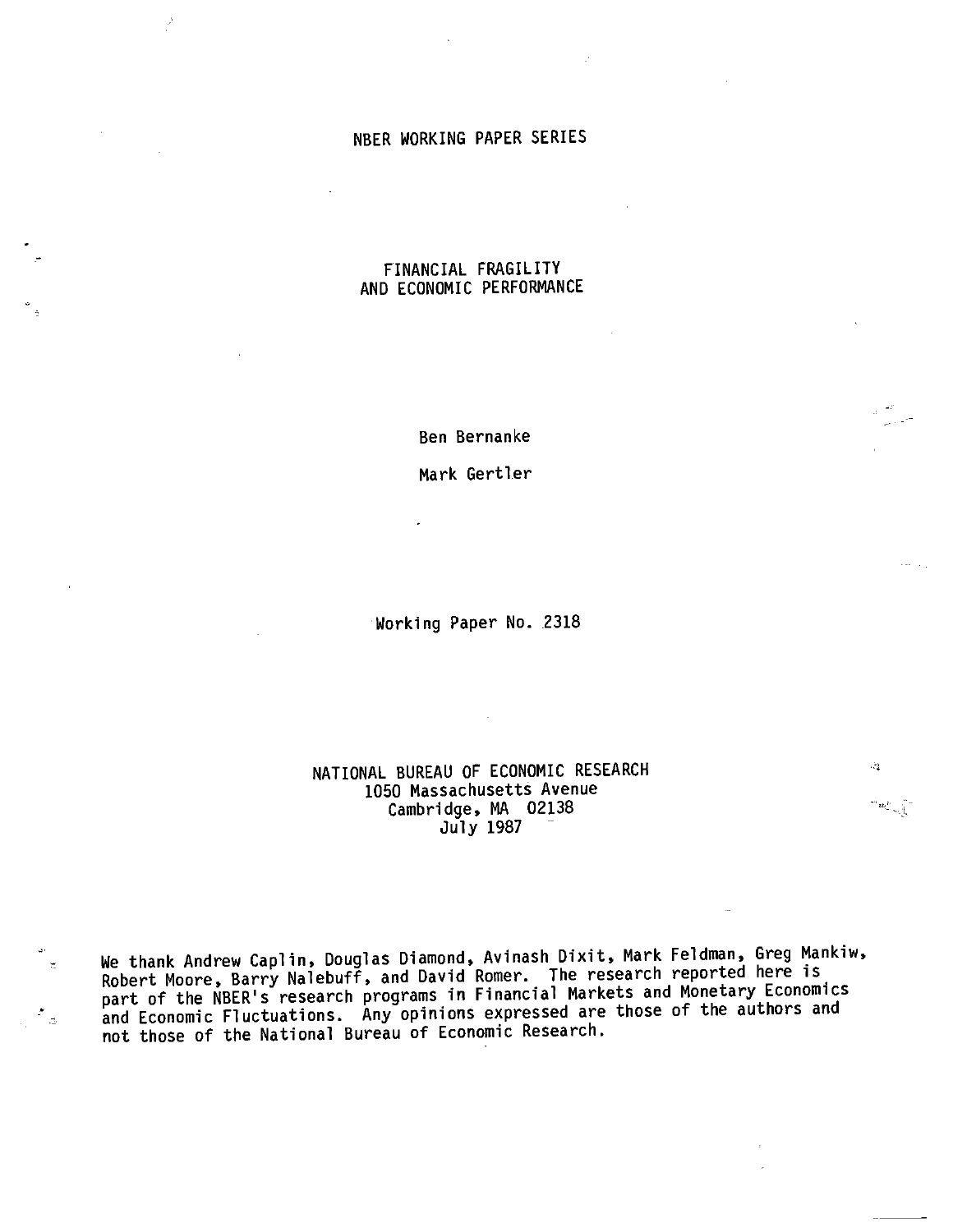NBER WORKING PAPER SERIES

# FINANCIAL FRAGILITY AND ECONOMIC PERFORMANCE

Ben Bernanke

Mark Gertler

Working Paper No. 2318

NATIONAL BUREAU OF ECONOMIC RESEARCH
1050 Massachusetts Avenue
Cambridge, MA 02138
July 1987

We thank Andrew Caplin, Douglas Diamond, Avinash Dixit, Mark Feldman, Greg Mankiw, Robert Moore, Barry Nalebuff, and David Romer. The research reported here is part of the NBER's research programs in Financial Markets and Monetary Economics and Economic Fluctuations. Any opinions expressed are those of the authors and not those of the National Bureau of Economic Research.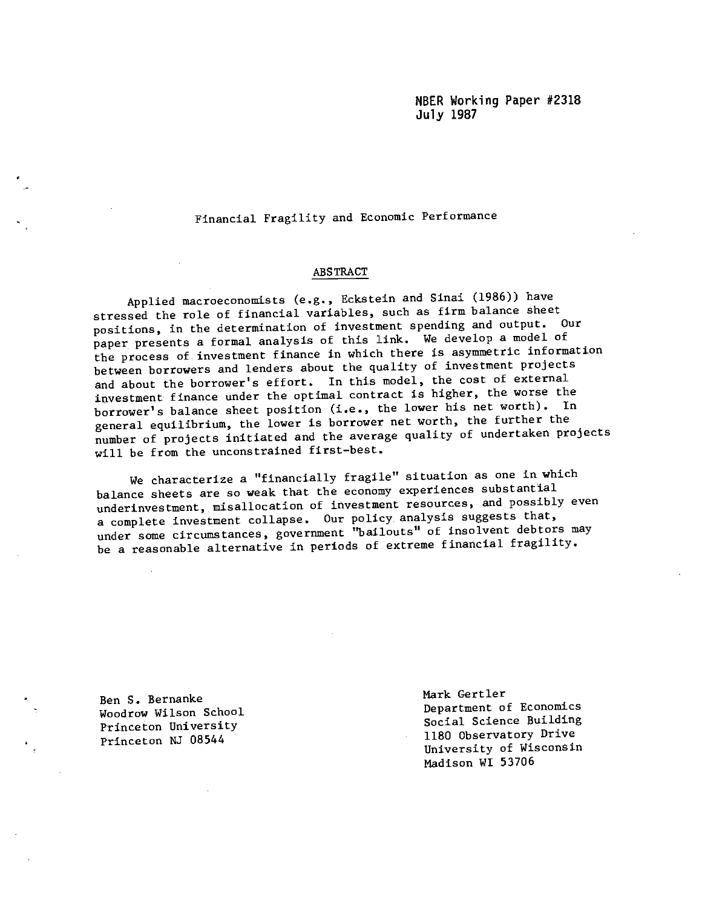NBER Working Paper #2318
July 1987

# Financial Fragility and Economic Performance

## ABSTRACT

Applied macroeconomists (e.g., Eckstein and Sinai (1986)) have stressed the role of financial variables, such as firm balance sheet positions, in the determination of investment spending and output. Our paper presents a formal analysis of this link. We develop a model of the process of investment finance in which there is asymmetric information between borrowers and lenders about the quality of investment projects and about the borrower's effort. In this model, the cost of external investment finance under the optimal contract is higher, the worse the borrower's balance sheet position (i.e., the lower his net worth). In general equilibrium, the lower is borrower net worth, the further the number of projects initiated and the average quality of undertaken projects will be from the unconstrained first-best.

We characterize a "financially fragile" situation as one in which balance sheets are so weak that the economy experiences substantial underinvestment, misallocation of investment resources, and possibly even a complete investment collapse. Our policy analysis suggests that, under some circumstances, government "bailouts" of insolvent debtors may be a reasonable alternative in periods of extreme financial fragility.

Ben S. Bernanke
Woodrow Wilson School
Princeton University
Princeton NJ 08544

Mark Gertler
Department of Economics
Social Science Building
1180 Observatory Drive
University of Wisconsin
Madison WI 53706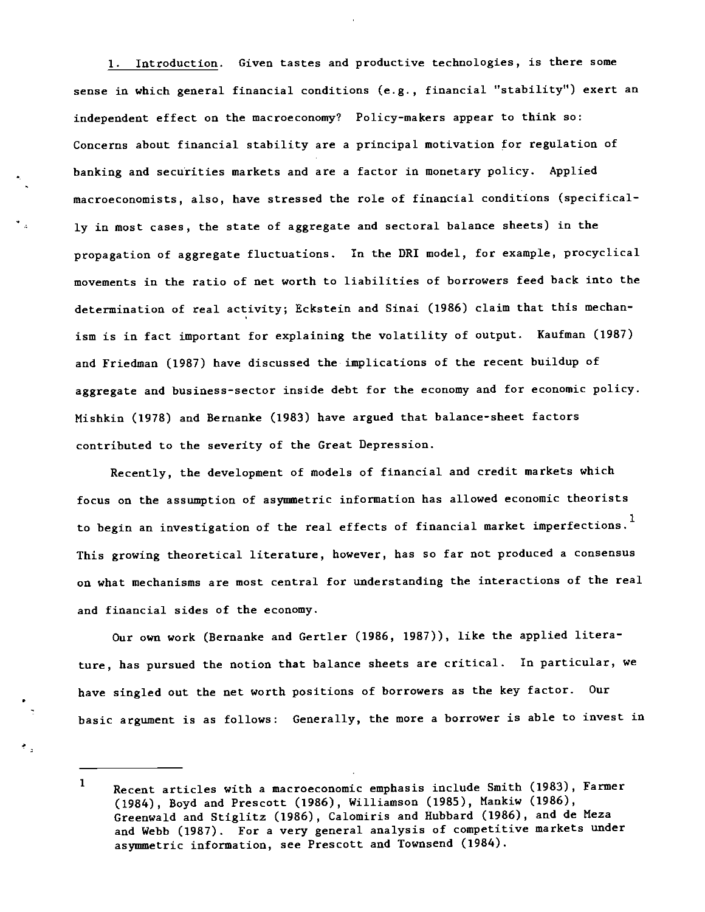1. Introduction. Given tastes and productive technologies, is there some sense in which general financial conditions (e.g., financial "stability") exert an independent effect on the macroeconomy? Policy-makers appear to think so: Concerns about financial stability are a principal motivation for regulation of banking and securities markets and are a factor in monetary policy. Applied macroeconomists, also, have stressed the role of financial conditions (specifically in most cases, the state of aggregate and sectoral balance sheets) in the propagation of aggregate fluctuations. In the DRI model, for example, procyclical movements in the ratio of net worth to liabilities of borrowers feed back into the determination of real activity; Eckstein and Sinai (1986) claim that this mechanism is in fact important for explaining the volatility of output. Kaufman (1987) and Friedman (1987) have discussed the implications of the recent buildup of aggregate and business-sector inside debt for the economy and for economic policy. Mishkin (1978) and Bernanke (1983) have argued that balance-sheet factors contributed to the severity of the Great Depression.

Recently, the development of models of financial and credit markets which focus on the assumption of asymmetric information has allowed economic theorists to begin an investigation of the real effects of financial market imperfections.[1] This growing theoretical literature, however, has so far not produced a consensus on what mechanisms are most central for understanding the interactions of the real and financial sides of the economy.

Our own work (Bernanke and Gertler (1986, 1987)), like the applied literature, has pursued the notion that balance sheets are critical. In particular, we have singled out the net worth positions of borrowers as the key factor. Our basic argument is as follows: Generally, the more a borrower is able to invest in

---

[1] Recent articles with a macroeconomic emphasis include Smith (1983), Farmer (1984), Boyd and Prescott (1986), Williamson (1985), Mankiw (1986), Greenwald and Stiglitz (1986), Calomiris and Hubbard (1986), and de Meza and Webb (1987). For a very general analysis of competitive markets under asymmetric information, see Prescott and Townsend (1984).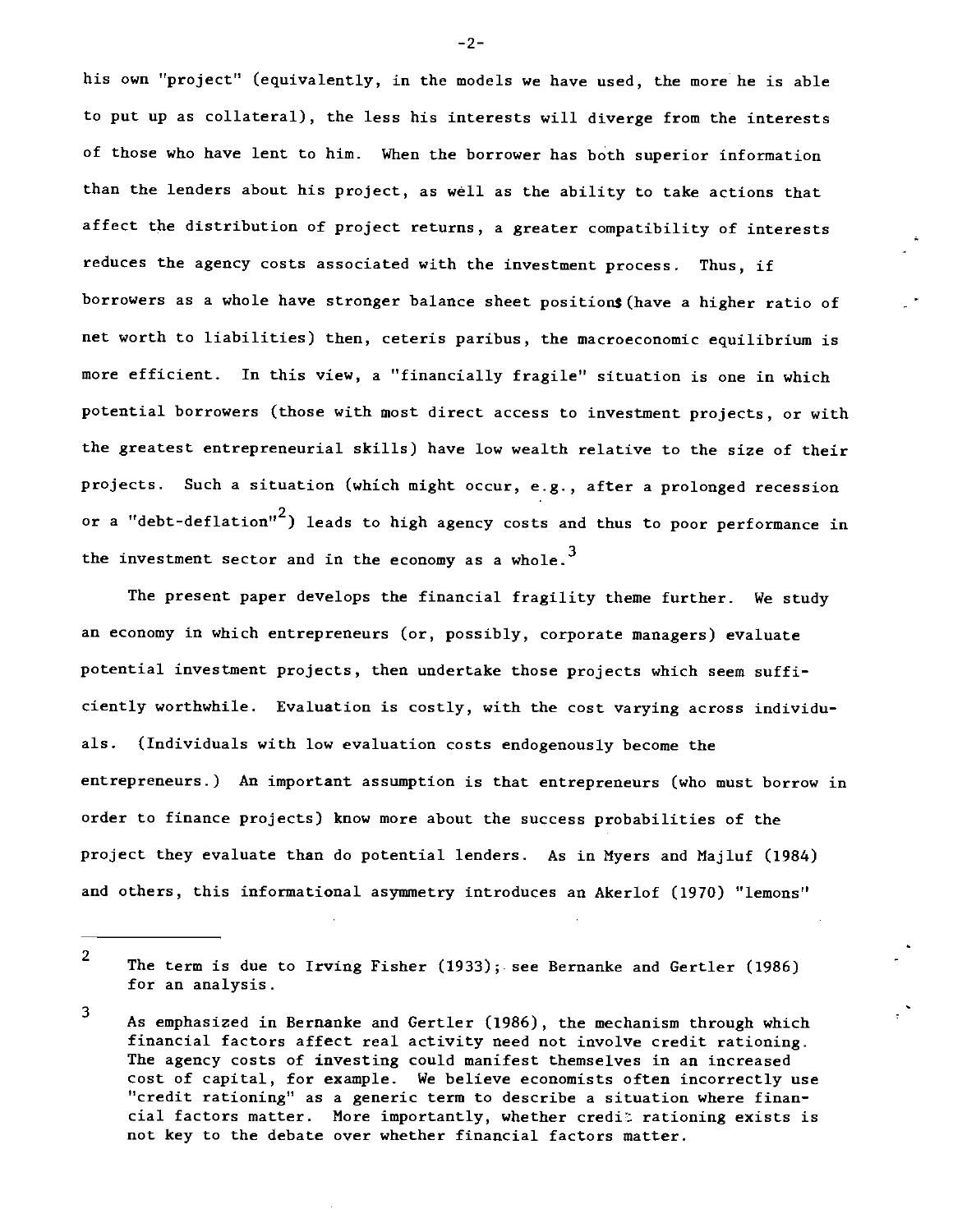his own "project" (equivalently, in the models we have used, the more he is able to put up as collateral), the less his interests will diverge from the interests of those who have lent to him. When the borrower has both superior information than the lenders about his project, as well as the ability to take actions that affect the distribution of project returns, a greater compatibility of interests reduces the agency costs associated with the investment process. Thus, if borrowers as a whole have stronger balance sheet positions (have a higher ratio of net worth to liabilities) then, ceteris paribus, the macroeconomic equilibrium is more efficient. In this view, a "financially fragile" situation is one in which potential borrowers (those with most direct access to investment projects, or with the greatest entrepreneurial skills) have low wealth relative to the size of their projects. Such a situation (which might occur, e.g., after a prolonged recession or a "debt-deflation"[2]) leads to high agency costs and thus to poor performance in the investment sector and in the economy as a whole.[3]

The present paper develops the financial fragility theme further. We study an economy in which entrepreneurs (or, possibly, corporate managers) evaluate potential investment projects, then undertake those projects which seem sufficiently worthwhile. Evaluation is costly, with the cost varying across individuals. (Individuals with low evaluation costs endogenously become the entrepreneurs.) An important assumption is that entrepreneurs (who must borrow in order to finance projects) know more about the success probabilities of the project they evaluate than do potential lenders. As in Myers and Majluf (1984) and others, this informational asymmetry introduces an Akerlof (1970) "lemons"

---

[2] The term is due to Irving Fisher (1933); see Bernanke and Gertler (1986) for an analysis.

[3] As emphasized in Bernanke and Gertler (1986), the mechanism through which financial factors affect real activity need not involve credit rationing. The agency costs of investing could manifest themselves in an increased cost of capital, for example. We believe economists often incorrectly use "credit rationing" as a generic term to describe a situation where financial factors matter. More importantly, whether credit rationing exists is not key to the debate over whether financial factors matter.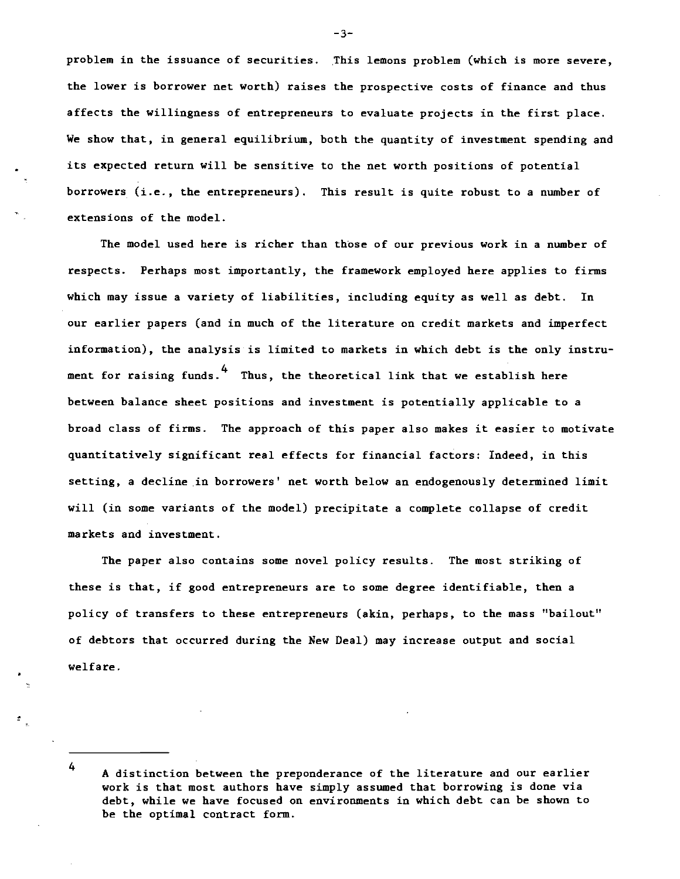problem in the issuance of securities. This lemons problem (which is more severe, the lower is borrower net worth) raises the prospective costs of finance and thus affects the willingness of entrepreneurs to evaluate projects in the first place. We show that, in general equilibrium, both the quantity of investment spending and its expected return will be sensitive to the net worth positions of potential borrowers (i.e., the entrepreneurs). This result is quite robust to a number of extensions of the model.

The model used here is richer than those of our previous work in a number of respects. Perhaps most importantly, the framework employed here applies to firms which may issue a variety of liabilities, including equity as well as debt. In our earlier papers (and in much of the literature on credit markets and imperfect information), the analysis is limited to markets in which debt is the only instrument for raising funds.[4] Thus, the theoretical link that we establish here between balance sheet positions and investment is potentially applicable to a broad class of firms. The approach of this paper also makes it easier to motivate quantitatively significant real effects for financial factors: Indeed, in this setting, a decline in borrowers' net worth below an endogenously determined limit will (in some variants of the model) precipitate a complete collapse of credit markets and investment.

The paper also contains some novel policy results. The most striking of these is that, if good entrepreneurs are to some degree identifiable, then a policy of transfers to these entrepreneurs (akin, perhaps, to the mass "bailout" of debtors that occurred during the New Deal) may increase output and social welfare.

---

[4] A distinction between the preponderance of the literature and our earlier work is that most authors have simply assumed that borrowing is done via debt, while we have focused on environments in which debt can be shown to be the optimal contract form.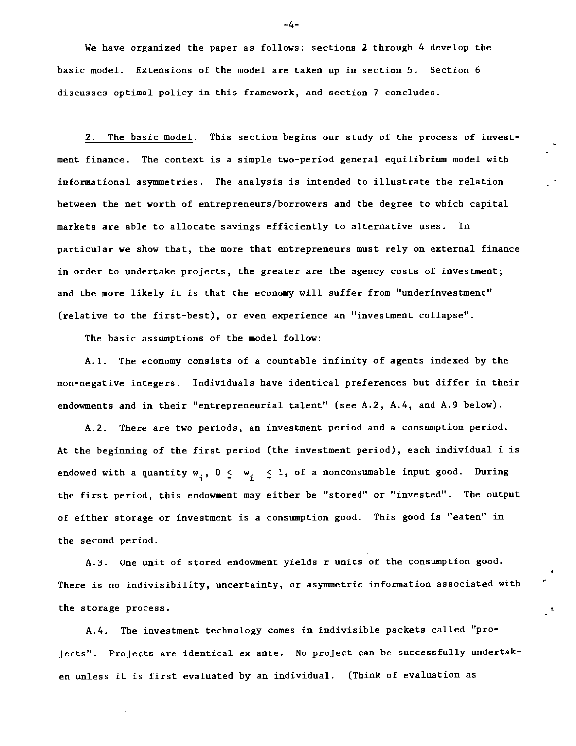We have organized the paper as follows: sections 2 through 4 develop the basic model. Extensions of the model are taken up in section 5. Section 6 discusses optimal policy in this framework, and section 7 concludes.

2. The basic model. This section begins our study of the process of investment finance. The context is a simple two-period general equilibrium model with informational asymmetries. The analysis is intended to illustrate the relation between the net worth of entrepreneurs/borrowers and the degree to which capital markets are able to allocate savings efficiently to alternative uses. In particular we show that, the more that entrepreneurs must rely on external finance in order to undertake projects, the greater are the agency costs of investment; and the more likely it is that the economy will suffer from "underinvestment" (relative to the first-best), or even experience an "investment collapse".

The basic assumptions of the model follow:

A.1. The economy consists of a countable infinity of agents indexed by the non-negative integers. Individuals have identical preferences but differ in their endowments and in their "entrepreneurial talent" (see A.2, A.4, and A.9 below).

A.2. There are two periods, an investment period and a consumption period. At the beginning of the first period (the investment period), each individual i is endowed with a quantity $w_i$, $0 \leq w_i \leq 1$, of a nonconsumable input good. During the first period, this endowment may either be "stored" or "invested". The output of either storage or investment is a consumption good. This good is "eaten" in the second period.

A.3. One unit of stored endowment yields r units of the consumption good. There is no indivisibility, uncertainty, or asymmetric information associated with the storage process.

A.4. The investment technology comes in indivisible packets called "projects". Projects are identical ex ante. No project can be successfully undertaken unless it is first evaluated by an individual. (Think of evaluation as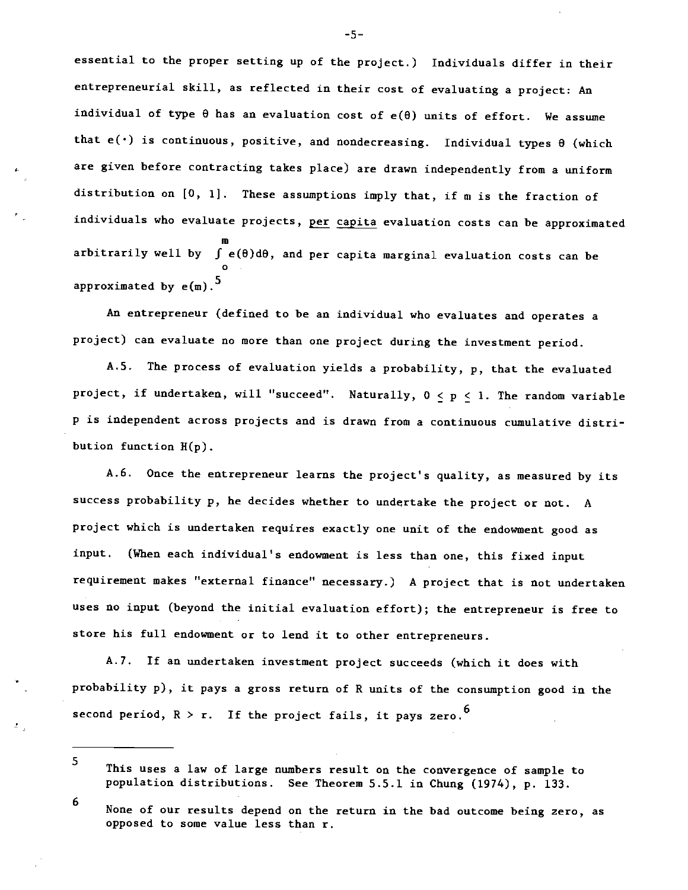essential to the proper setting up of the project.) Individuals differ in their entrepreneurial skill, as reflected in their cost of evaluating a project: An individual of type $\theta$ has an evaluation cost of $e(\theta)$ units of effort. We assume that $e(\cdot)$ is continuous, positive, and nondecreasing. Individual types $\theta$ (which are given before contracting takes place) are drawn independently from a uniform distribution on [0, 1]. These assumptions imply that, if m is the fraction of individuals who evaluate projects, per capita evaluation costs can be approximated arbitrarily well by $\int_0^m e(\theta)d\theta$, and per capita marginal evaluation costs can be approximated by $e(m)$.[5]

An entrepreneur (defined to be an individual who evaluates and operates a project) can evaluate no more than one project during the investment period.

A.5. The process of evaluation yields a probability, p, that the evaluated project, if undertaken, will "succeed". Naturally, $0 \leq p \leq 1$. The random variable p is independent across projects and is drawn from a continuous cumulative distribution function $H(p)$.

A.6. Once the entrepreneur learns the project's quality, as measured by its success probability p, he decides whether to undertake the project or not. A project which is undertaken requires exactly one unit of the endowment good as input. (When each individual's endowment is less than one, this fixed input requirement makes "external finance" necessary.) A project that is not undertaken uses no input (beyond the initial evaluation effort); the entrepreneur is free to store his full endowment or to lend it to other entrepreneurs.

A.7. If an undertaken investment project succeeds (which it does with probability p), it pays a gross return of R units of the consumption good in the second period, $R > r$. If the project fails, it pays zero.[6]

---

[5] This uses a law of large numbers result on the convergence of sample to population distributions. See Theorem 5.5.1 in Chung (1974), p. 133.

[6] None of our results depend on the return in the bad outcome being zero, as opposed to some value less than r.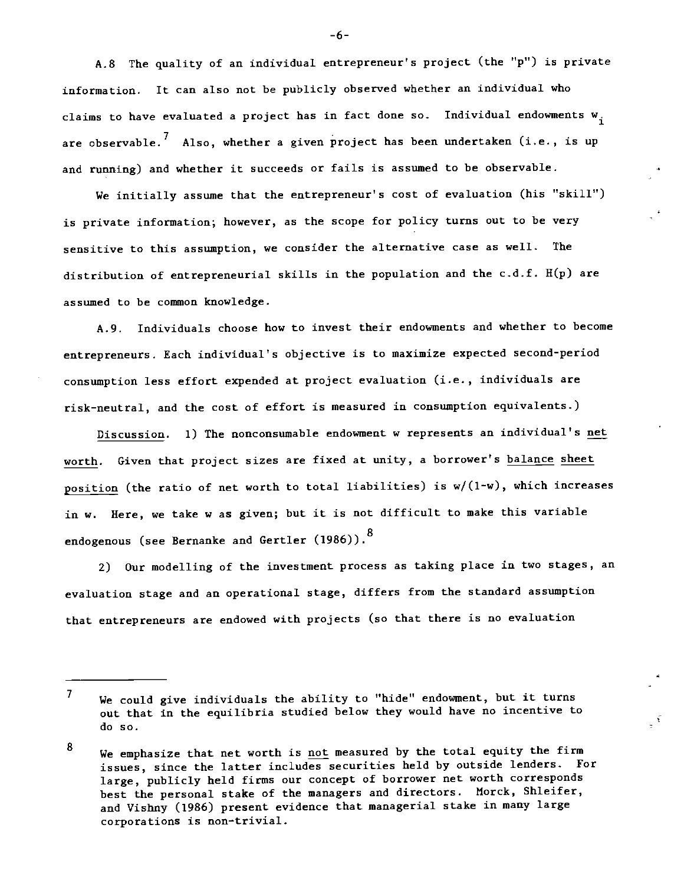A.8 The quality of an individual entrepreneur's project (the "p") is private information. It can also not be publicly observed whether an individual who claims to have evaluated a project has in fact done so. Individual endowments $w_i$ are observable.[7] Also, whether a given project has been undertaken (i.e., is up and running) and whether it succeeds or fails is assumed to be observable.

We initially assume that the entrepreneur's cost of evaluation (his "skill") is private information; however, as the scope for policy turns out to be very sensitive to this assumption, we consider the alternative case as well. The distribution of entrepreneurial skills in the population and the c.d.f. $H(p)$ are assumed to be common knowledge.

A.9. Individuals choose how to invest their endowments and whether to become entrepreneurs. Each individual's objective is to maximize expected second-period consumption less effort expended at project evaluation (i.e., individuals are risk-neutral, and the cost of effort is measured in consumption equivalents.)

Discussion. 1) The nonconsumable endowment $w$ represents an individual's net worth. Given that project sizes are fixed at unity, a borrower's balance sheet position (the ratio of net worth to total liabilities) is $w/(1-w)$, which increases in $w$. Here, we take $w$ as given; but it is not difficult to make this variable endogenous (see Bernanke and Gertler (1986)).[8]

2) Our modelling of the investment process as taking place in two stages, an evaluation stage and an operational stage, differs from the standard assumption that entrepreneurs are endowed with projects (so that there is no evaluation

---

[7] We could give individuals the ability to "hide" endowment, but it turns out that in the equilibria studied below they would have no incentive to do so.

[8] We emphasize that net worth is not measured by the total equity the firm issues, since the latter includes securities held by outside lenders. For large, publicly held firms our concept of borrower net worth corresponds best the personal stake of the managers and directors. Morck, Shleifer, and Vishny (1986) present evidence that managerial stake in many large corporations is non-trivial.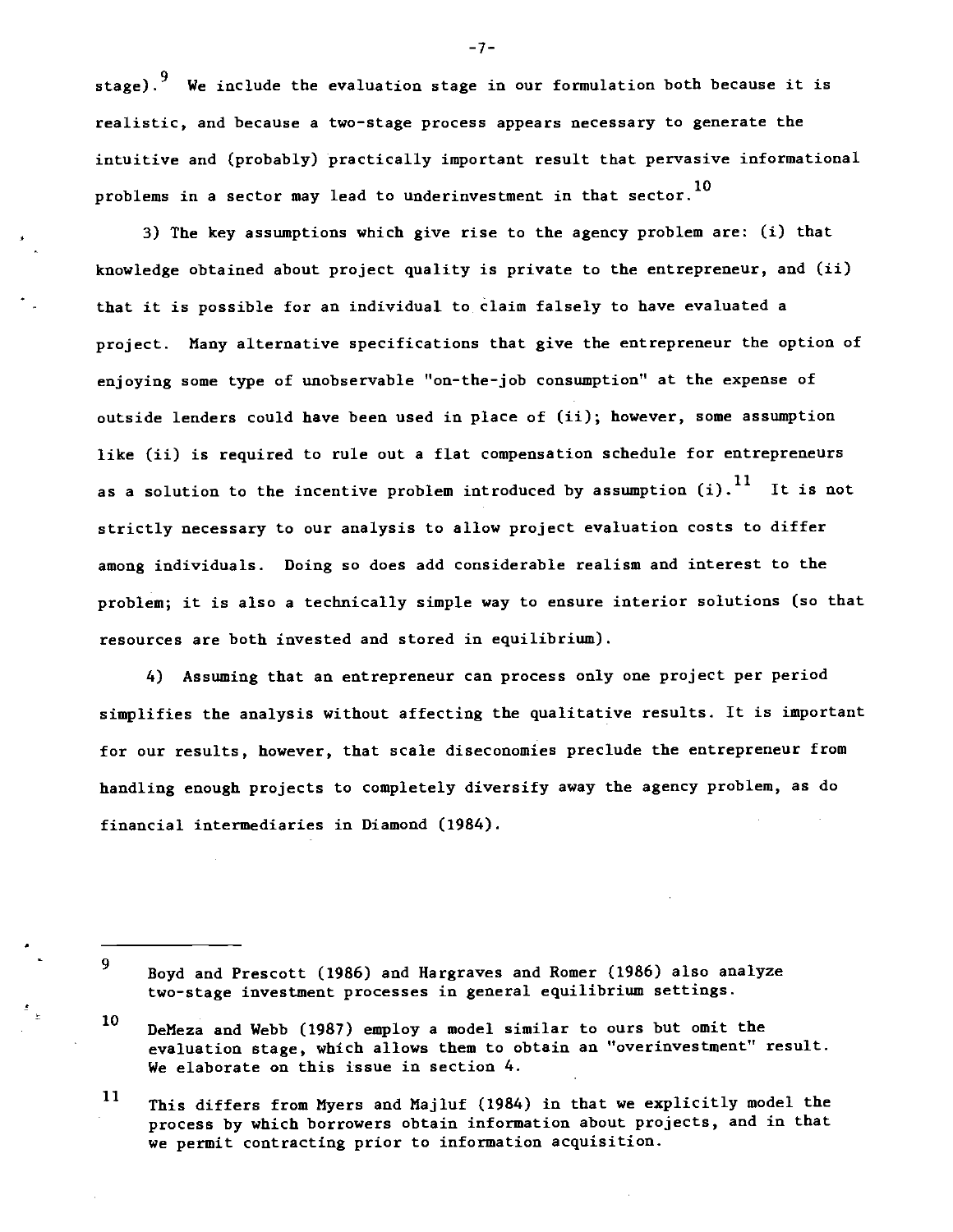stage).[9] We include the evaluation stage in our formulation both because it is realistic, and because a two-stage process appears necessary to generate the intuitive and (probably) practically important result that pervasive informational problems in a sector may lead to underinvestment in that sector.[10]

3) The key assumptions which give rise to the agency problem are: (i) that knowledge obtained about project quality is private to the entrepreneur, and (ii) that it is possible for an individual to claim falsely to have evaluated a project. Many alternative specifications that give the entrepreneur the option of enjoying some type of unobservable "on-the-job consumption" at the expense of outside lenders could have been used in place of (ii); however, some assumption like (ii) is required to rule out a flat compensation schedule for entrepreneurs as a solution to the incentive problem introduced by assumption (i).[11] It is not strictly necessary to our analysis to allow project evaluation costs to differ among individuals. Doing so does add considerable realism and interest to the problem; it is also a technically simple way to ensure interior solutions (so that resources are both invested and stored in equilibrium).

4) Assuming that an entrepreneur can process only one project per period simplifies the analysis without affecting the qualitative results. It is important for our results, however, that scale diseconomies preclude the entrepreneur from handling enough projects to completely diversify away the agency problem, as do financial intermediaries in Diamond (1984).

---

[9] Boyd and Prescott (1986) and Hargraves and Romer (1986) also analyze two-stage investment processes in general equilibrium settings.

[10] DeMeza and Webb (1987) employ a model similar to ours but omit the evaluation stage, which allows them to obtain an "overinvestment" result. We elaborate on this issue in section 4.

[11] This differs from Myers and Majluf (1984) in that we explicitly model the process by which borrowers obtain information about projects, and in that we permit contracting prior to information acquisition.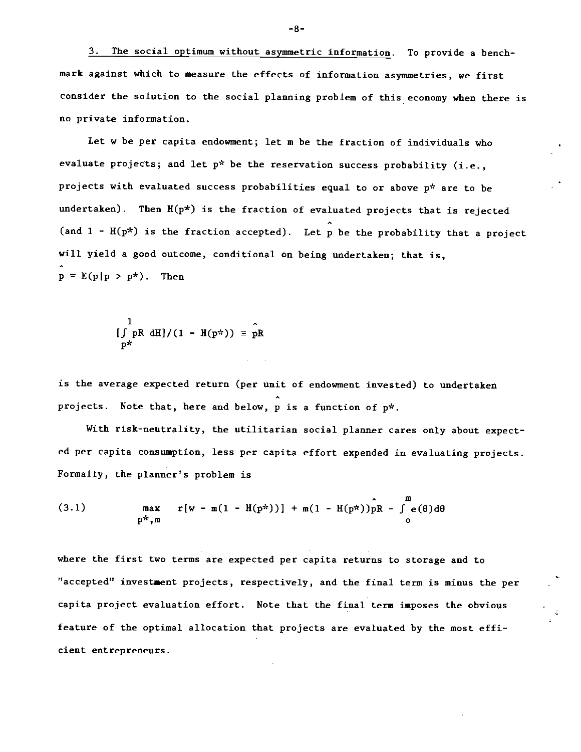3. The social optimum without asymmetric information. To provide a benchmark against which to measure the effects of information asymmetries, we first consider the solution to the social planning problem of this economy when there is no private information.

Let $w$ be per capita endowment; let $m$ be the fraction of individuals who evaluate projects; and let $p^*$ be the reservation success probability (i.e., projects with evaluated success probabilities equal to or above $p^*$ are to be undertaken). Then $H(p^*)$ is the fraction of evaluated projects that is rejected (and $1 - H(p^*)$ is the fraction accepted). Let $\hat{p}$ be the probability that a project will yield a good outcome, conditional on being undertaken; that is, $\hat{p} = E(p|p > p^*)$. Then

$$[\int_{p^*}^{1} pR \, dH]/(1 - H(p^*)) \equiv \hat{p}R$$

is the average expected return (per unit of endowment invested) to undertaken projects. Note that, here and below, $\hat{p}$ is a function of $p^*$.

With risk-neutrality, the utilitarian social planner cares only about expected per capita consumption, less per capita effort expended in evaluating projects. Formally, the planner's problem is

$$\max_{p^*, m} \quad r[w - m(1 - H(p^*))] + m(1 - H(p^*))\hat{p}R - \int_{0}^{m} e(\theta)d\theta \tag{3.1}$$

where the first two terms are expected per capita returns to storage and to "accepted" investment projects, respectively, and the final term is minus the per capita project evaluation effort. Note that the final term imposes the obvious feature of the optimal allocation that projects are evaluated by the most efficient entrepreneurs.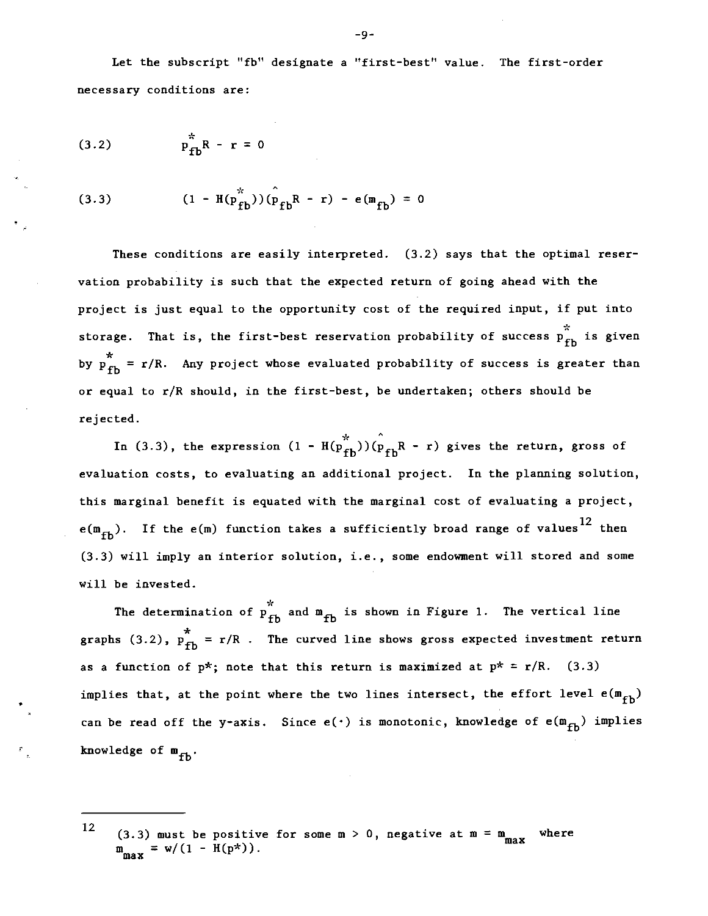Let the subscript "fb" designate a "first-best" value. The first-order necessary conditions are:

$$(3.2) \qquad p^*_{fb}R - r = 0$$

$$(3.3) \qquad (1 - H(p^*_{fb}))(\hat{p}_{fb}R - r) - e(m_{fb}) = 0$$

These conditions are easily interpreted. (3.2) says that the optimal reservation probability is such that the expected return of going ahead with the project is just equal to the opportunity cost of the required input, if put into storage. That is, the first-best reservation probability of success $p^*_{fb}$ is given by $p^*_{fb} = r/R$. Any project whose evaluated probability of success is greater than or equal to $r/R$ should, in the first-best, be undertaken; others should be rejected.

In (3.3), the expression $(1 - H(p^*_{fb}))(\hat{p}_{fb}R - r)$ gives the return, gross of evaluation costs, to evaluating an additional project. In the planning solution, this marginal benefit is equated with the marginal cost of evaluating a project, $e(m_{fb})$. If the $e(m)$ function takes a sufficiently broad range of values[12] then (3.3) will imply an interior solution, i.e., some endowment will stored and some will be invested.

The determination of $p^*_{fb}$ and $m_{fb}$ is shown in Figure 1. The vertical line graphs (3.2), $p^*_{fb} = r/R$ . The curved line shows gross expected investment return as a function of $p^*$; note that this return is maximized at $p^* = r/R$. (3.3) implies that, at the point where the two lines intersect, the effort level $e(m_{fb})$ can be read off the y-axis. Since $e(\cdot)$ is monotonic, knowledge of $e(m_{fb})$ implies knowledge of $m_{fb}$.

---

[12] (3.3) must be positive for some $m > 0$, negative at $m = m_{max}$ where $m_{max} = w/(1 - H(p^*))$.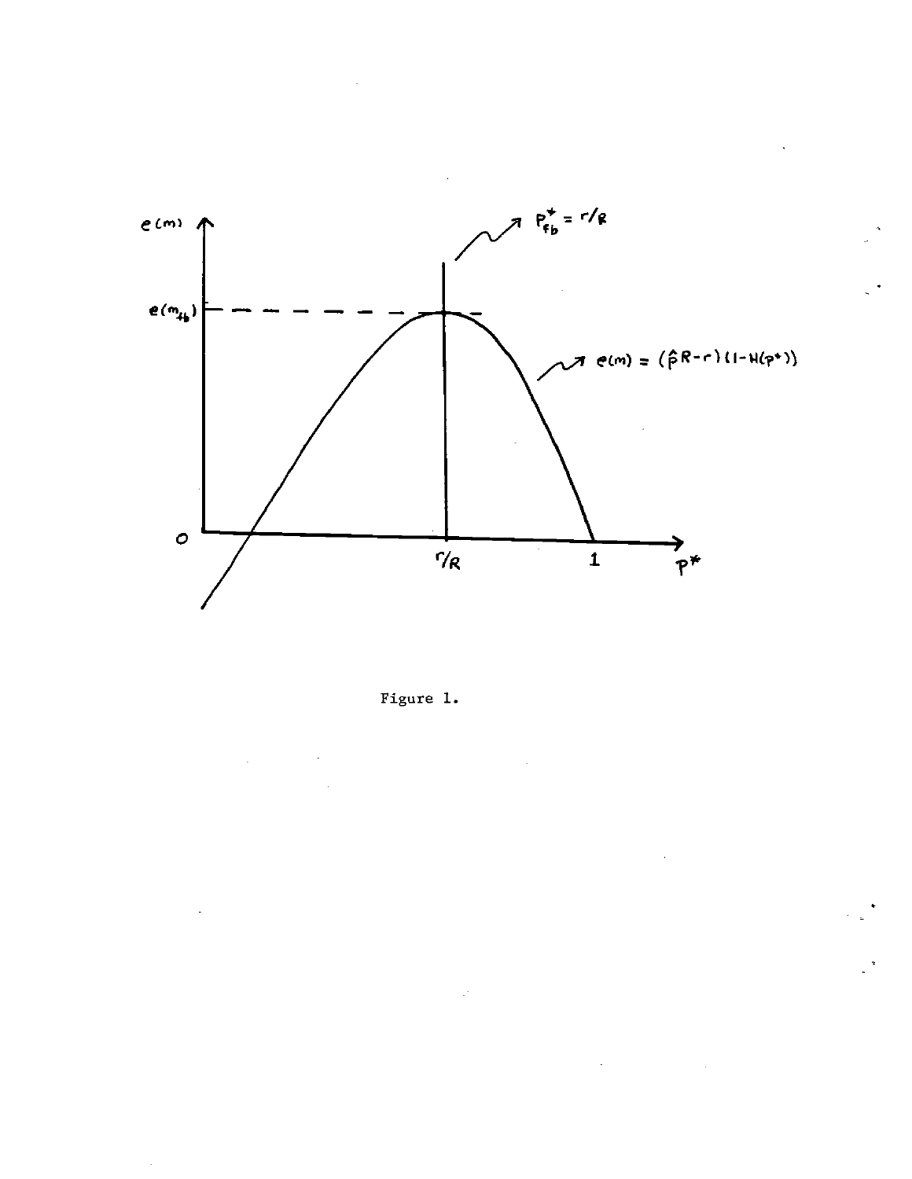Figure 1.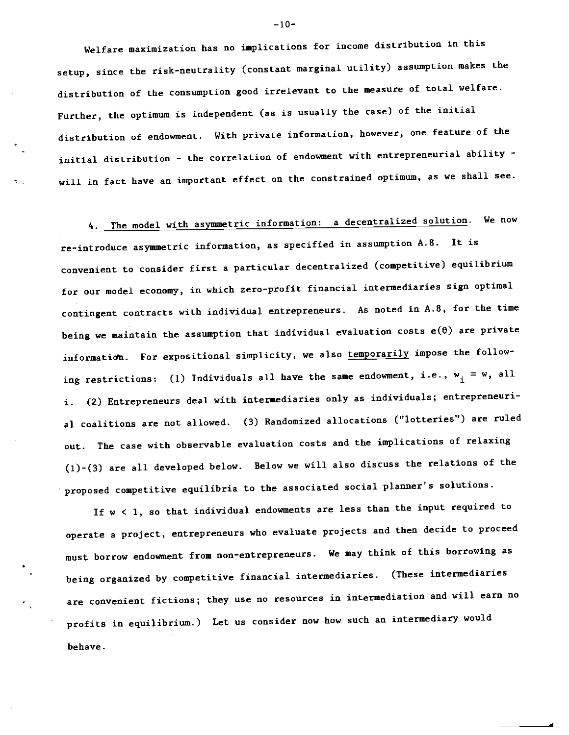Welfare maximization has no implications for income distribution in this setup, since the risk-neutrality (constant marginal utility) assumption makes the distribution of the consumption good irrelevant to the measure of total welfare. Further, the optimum is independent (as is usually the case) of the initial distribution of endowment. With private information, however, one feature of the initial distribution - the correlation of endowment with entrepreneurial ability - will in fact have an important effect on the constrained optimum, as we shall see.

4. The model with asymmetric information: a decentralized solution. We now re-introduce asymmetric information, as specified in assumption A.8. It is convenient to consider first a particular decentralized (competitive) equilibrium for our model economy, in which zero-profit financial intermediaries sign optimal contingent contracts with individual entrepreneurs. As noted in A.8, for the time being we maintain the assumption that individual evaluation costs $e(\theta)$ are private information. For expositional simplicity, we also temporarily impose the following restrictions: (1) Individuals all have the same endowment, i.e., $w_i = w$, all i. (2) Entrepreneurs deal with intermediaries only as individuals; entrepreneurial coalitions are not allowed. (3) Randomized allocations ("lotteries") are ruled out. The case with observable evaluation costs and the implications of relaxing (1)-(3) are all developed below. Below we will also discuss the relations of the proposed competitive equilibria to the associated social planner's solutions.

If $w < 1$, so that individual endowments are less than the input required to operate a project, entrepreneurs who evaluate projects and then decide to proceed must borrow endowment from non-entrepreneurs. We may think of this borrowing as being organized by competitive financial intermediaries. (These intermediaries are convenient fictions; they use no resources in intermediation and will earn no profits in equilibrium.) Let us consider now how such an intermediary would behave.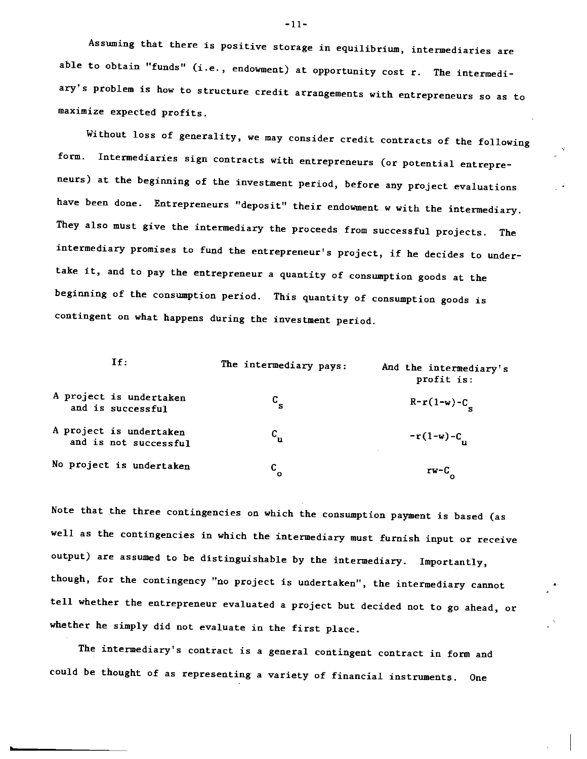Assuming that there is positive storage in equilibrium, intermediaries are able to obtain "funds" (i.e., endowment) at opportunity cost $r$. The intermediary's problem is how to structure credit arrangements with entrepreneurs so as to maximize expected profits.

Without loss of generality, we may consider credit contracts of the following form. Intermediaries sign contracts with entrepreneurs (or potential entrepreneurs) at the beginning of the investment period, before any project evaluations have been done. Entrepreneurs "deposit" their endowment $w$ with the intermediary. They also must give the intermediary the proceeds from successful projects. The intermediary promises to fund the entrepreneur's project, if he decides to undertake it, and to pay the entrepreneur a quantity of consumption goods at the beginning of the consumption period. This quantity of consumption goods is contingent on what happens during the investment period.

| If: | The intermediary pays: | And the intermediary's profit is: |
|---|---|---|
| A project is undertaken and is successful | $C_s$ | $R-r(1-w)-C_s$ |
| A project is undertaken and is not successful | $C_u$ | $-r(1-w)-C_u$ |
| No project is undertaken | $C_o$ | $rw-C_o$ |

Note that the three contingencies on which the consumption payment is based (as well as the contingencies in which the intermediary must furnish input or receive output) are assumed to be distinguishable by the intermediary. Importantly, though, for the contingency "no project is undertaken", the intermediary cannot tell whether the entrepreneur evaluated a project but decided not to go ahead, or whether he simply did not evaluate in the first place.

The intermediary's contract is a general contingent contract in form and could be thought of as representing a variety of financial instruments. One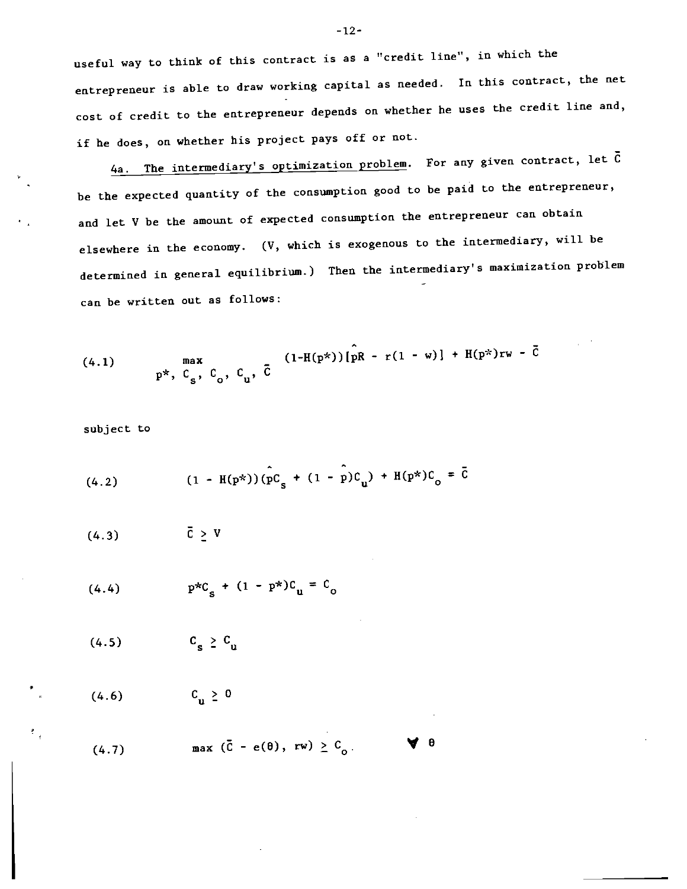useful way to think of this contract is as a "credit line", in which the entrepreneur is able to draw working capital as needed. In this contract, the net cost of credit to the entrepreneur depends on whether he uses the credit line and, if he does, on whether his project pays off or not.

4a. The intermediary's optimization problem. For any given contract, let $\bar{C}$ be the expected quantity of the consumption good to be paid to the entrepreneur, and let V be the amount of expected consumption the entrepreneur can obtain elsewhere in the economy. (V, which is exogenous to the intermediary, will be determined in general equilibrium.) Then the intermediary's maximization problem can be written out as follows:

$$\max_{p^*, C_s, C_o, C_u, \bar{C}} \quad (1-H(p^*))[\hat{p}R - r(1 - w)] + H(p^*)rw - \bar{C} \tag{4.1}$$

subject to

$$(1 - H(p^*))(\hat{p}C_s + (1 - \hat{p})C_u) + H(p^*)C_o = \bar{C} \tag{4.2}$$

$$\bar{C} \geq V \tag{4.3}$$

$$p^*C_s + (1 - p^*)C_u = C_o \tag{4.4}$$

$$C_s \geq C_u \tag{4.5}$$

$$C_u \geq 0 \tag{4.6}$$

$$\max (\bar{C} - e(\theta), rw) \geq C_o. \qquad \forall \theta \tag{4.7}$$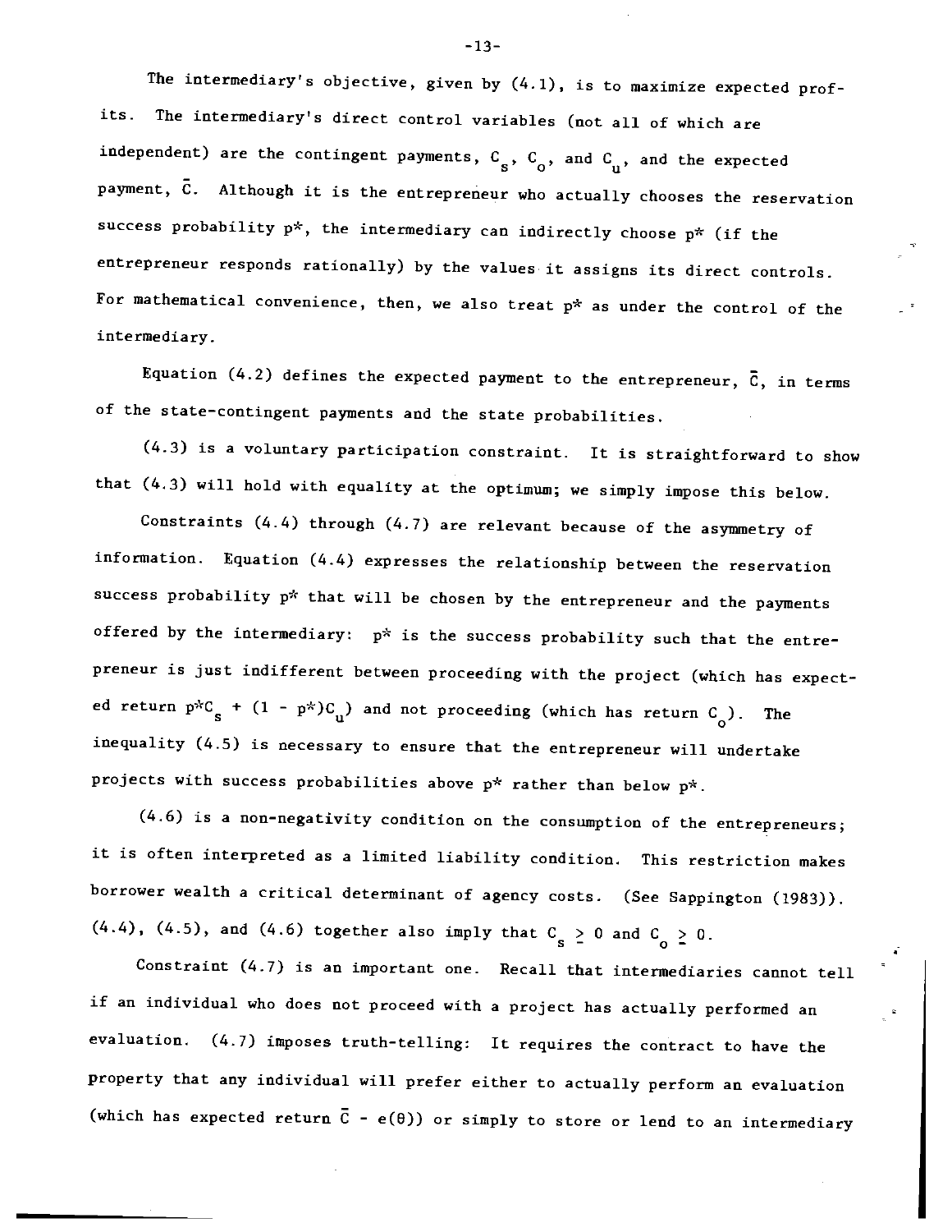The intermediary's objective, given by (4.1), is to maximize expected profits. The intermediary's direct control variables (not all of which are independent) are the contingent payments, $C_s$, $C_o$, and $C_u$, and the expected payment, $\bar{C}$. Although it is the entrepreneur who actually chooses the reservation success probability $p^*$, the intermediary can indirectly choose $p^*$ (if the entrepreneur responds rationally) by the values it assigns its direct controls. For mathematical convenience, then, we also treat $p^*$ as under the control of the intermediary.

Equation (4.2) defines the expected payment to the entrepreneur, $\bar{C}$, in terms of the state-contingent payments and the state probabilities.

(4.3) is a voluntary participation constraint. It is straightforward to show that (4.3) will hold with equality at the optimum; we simply impose this below.

Constraints (4.4) through (4.7) are relevant because of the asymmetry of information. Equation (4.4) expresses the relationship between the reservation success probability $p^*$ that will be chosen by the entrepreneur and the payments offered by the intermediary: $p^*$ is the success probability such that the entrepreneur is just indifferent between proceeding with the project (which has expected return $p^*C_s + (1 - p^*)C_u$) and not proceeding (which has return $C_o$). The inequality (4.5) is necessary to ensure that the entrepreneur will undertake projects with success probabilities above $p^*$ rather than below $p^*$.

(4.6) is a non-negativity condition on the consumption of the entrepreneurs; it is often interpreted as a limited liability condition. This restriction makes borrower wealth a critical determinant of agency costs. (See Sappington (1983)). (4.4), (4.5), and (4.6) together also imply that $C_s \geq 0$ and $C_o \geq 0$.

Constraint (4.7) is an important one. Recall that intermediaries cannot tell if an individual who does not proceed with a project has actually performed an evaluation. (4.7) imposes truth-telling: It requires the contract to have the property that any individual will prefer either to actually perform an evaluation (which has expected return $\bar{C} - e(\theta)$) or simply to store or lend to an intermediary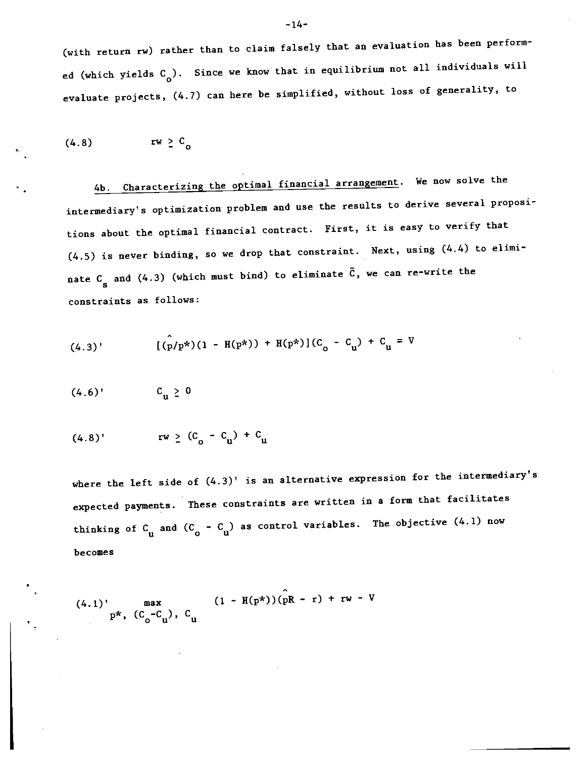(with return rw) rather than to claim falsely that an evaluation has been performed (which yields $C_o$). Since we know that in equilibrium not all individuals will evaluate projects, (4.7) can here be simplified, without loss of generality, to

$$(4.8) \qquad rw \geq C_o$$

4b. Characterizing the optimal financial arrangement. We now solve the intermediary's optimization problem and use the results to derive several propositions about the optimal financial contract. First, it is easy to verify that (4.5) is never binding, so we drop that constraint. Next, using (4.4) to eliminate $C_s$ and (4.3) (which must bind) to eliminate $\bar{C}$, we can re-write the constraints as follows:

$$(4.3)' \qquad [(\hat{p}/p^*)(1 - H(p^*)) + H(p^*)](C_o - C_u) + C_u = V$$

$$(4.6)' \qquad C_u \geq 0$$

$$(4.8)' \qquad rw \geq (C_o - C_u) + C_u$$

where the left side of (4.3)' is an alternative expression for the intermediary's expected payments. These constraints are written in a form that facilitates thinking of $C_u$ and $(C_o - C_u)$ as control variables. The objective (4.1) now becomes

$$(4.1)' \qquad \max_{p^*,\, (C_o - C_u),\, C_u} \quad (1 - H(p^*))(\hat{p}R - r) + rw - V$$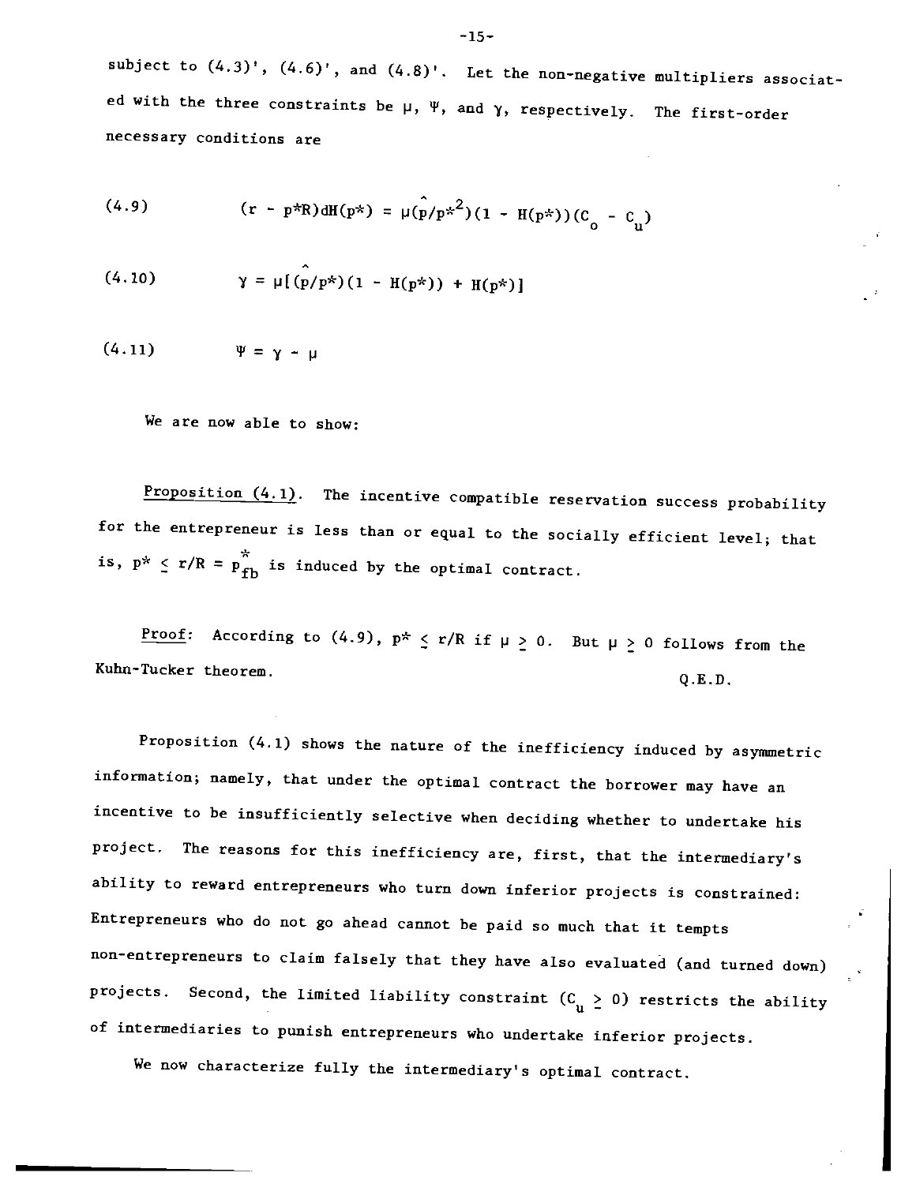subject to (4.3)', (4.6)', and (4.8)'. Let the non-negative multipliers associated with the three constraints be $\mu$, $\Psi$, and $\gamma$, respectively. The first-order necessary conditions are

$$(4.9) \qquad (r - p^*R)dH(p^*) = \mu(\hat{p}/p^{*2})(1 - H(p^*))(C_o - C_u)$$

$$(4.10) \qquad \gamma = \mu[(\hat{p}/p^*)(1 - H(p^*)) + H(p^*)]$$

$$(4.11) \qquad \Psi = \gamma - \mu$$

We are now able to show:

Proposition (4.1). The incentive compatible reservation success probability for the entrepreneur is less than or equal to the socially efficient level; that is, $p^* \leq r/R = p^*_{fb}$ is induced by the optimal contract.

*Proof:* According to (4.9), $p^* \leq r/R$ if $\mu \geq 0$. But $\mu \geq 0$ follows from the Kuhn-Tucker theorem. Q.E.D.

Proposition (4.1) shows the nature of the inefficiency induced by asymmetric information; namely, that under the optimal contract the borrower may have an incentive to be insufficiently selective when deciding whether to undertake his project. The reasons for this inefficiency are, first, that the intermediary's ability to reward entrepreneurs who turn down inferior projects is constrained: Entrepreneurs who do not go ahead cannot be paid so much that it tempts non-entrepreneurs to claim falsely that they have also evaluated (and turned down) projects. Second, the limited liability constraint ($C_u \geq 0$) restricts the ability of intermediaries to punish entrepreneurs who undertake inferior projects.

We now characterize fully the intermediary's optimal contract.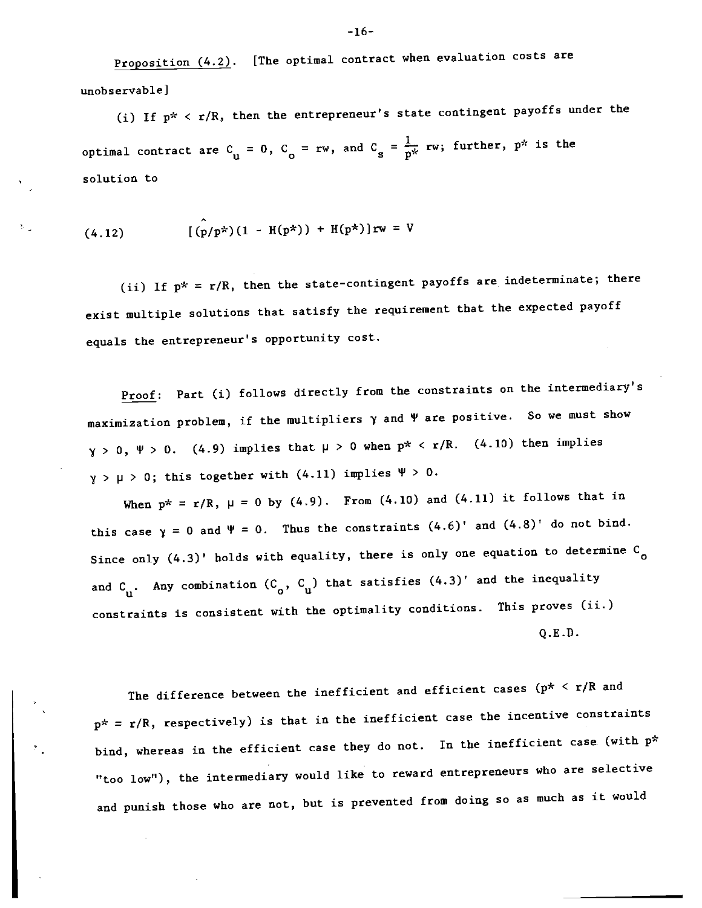Proposition (4.2). [The optimal contract when evaluation costs are unobservable]

(i) If $p^* < r/R$, then the entrepreneur's state contingent payoffs under the optimal contract are $C_u = 0$, $C_o = rw$, and $C_s = \frac{1}{p^*} rw$; further, $p^*$ is the solution to

$$(4.12) \qquad [(\hat{p}/p^*)(1 - H(p^*)) + H(p^*)]rw = V$$

(ii) If $p^* = r/R$, then the state-contingent payoffs are indeterminate; there exist multiple solutions that satisfy the requirement that the expected payoff equals the entrepreneur's opportunity cost.

Proof: Part (i) follows directly from the constraints on the intermediary's maximization problem, if the multipliers $\gamma$ and $\Psi$ are positive. So we must show $\gamma > 0$, $\Psi > 0$. (4.9) implies that $\mu > 0$ when $p^* < r/R$. (4.10) then implies $\gamma > \mu > 0$; this together with (4.11) implies $\Psi > 0$.

When $p^* = r/R$, $\mu = 0$ by (4.9). From (4.10) and (4.11) it follows that in this case $\gamma = 0$ and $\Psi = 0$. Thus the constraints (4.6)' and (4.8)' do not bind. Since only (4.3)' holds with equality, there is only one equation to determine $C_o$ and $C_u$. Any combination $(C_o, C_u)$ that satisfies (4.3)' and the inequality constraints is consistent with the optimality conditions. This proves (ii.)

Q.E.D.

The difference between the inefficient and efficient cases ($p^* < r/R$ and $p^* = r/R$, respectively) is that in the inefficient case the incentive constraints bind, whereas in the efficient case they do not. In the inefficient case (with $p^*$ "too low"), the intermediary would like to reward entrepreneurs who are selective and punish those who are not, but is prevented from doing so as much as it would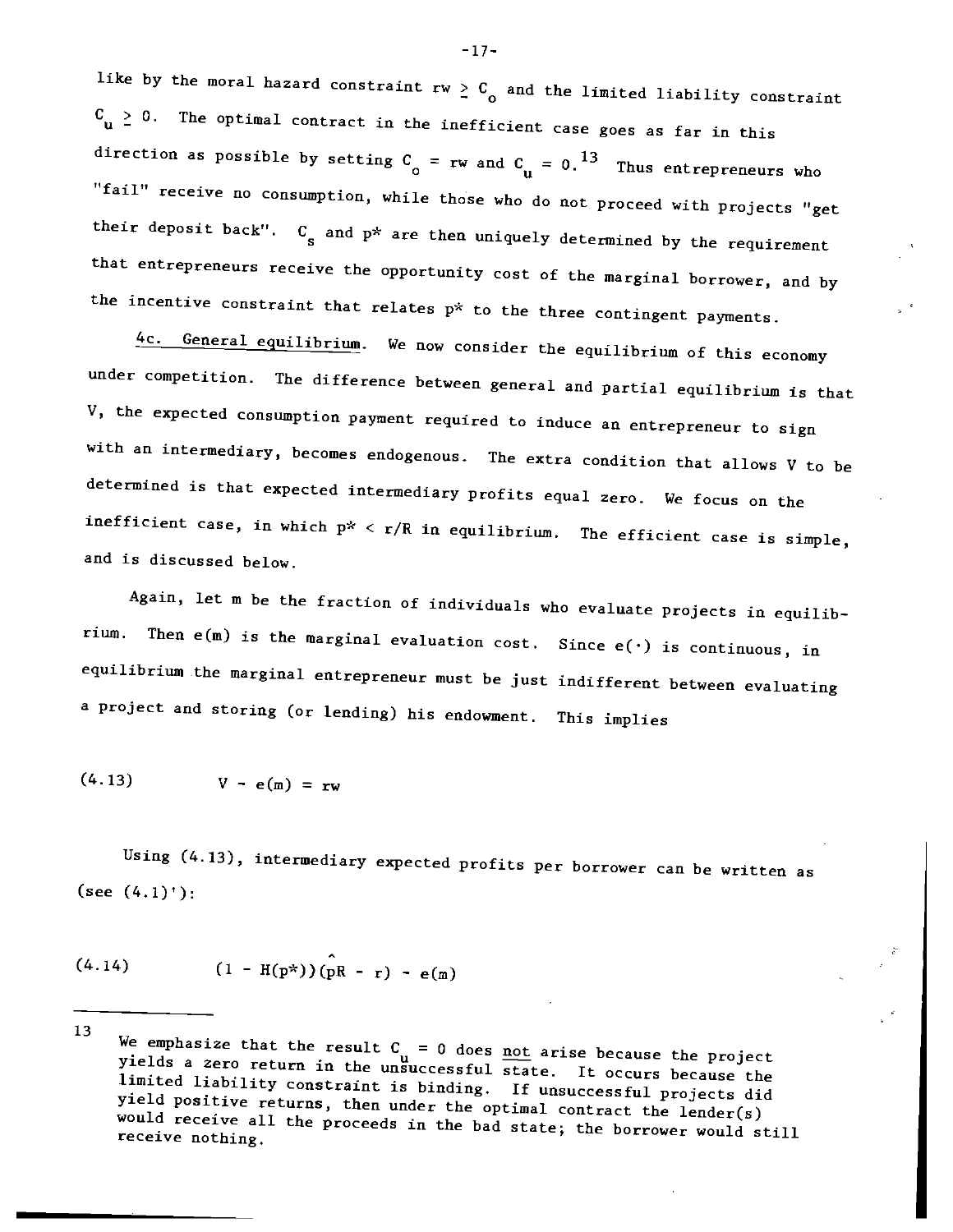like by the moral hazard constraint $rw \geq C_o$ and the limited liability constraint $C_u \geq 0$. The optimal contract in the inefficient case goes as far in this direction as possible by setting $C_o = rw$ and $C_u = 0$.[13] Thus entrepreneurs who "fail" receive no consumption, while those who do not proceed with projects "get their deposit back". $C_s$ and $p^*$ are then uniquely determined by the requirement that entrepreneurs receive the opportunity cost of the marginal borrower, and by the incentive constraint that relates $p^*$ to the three contingent payments.

4c. General equilibrium. We now consider the equilibrium of this economy under competition. The difference between general and partial equilibrium is that V, the expected consumption payment required to induce an entrepreneur to sign with an intermediary, becomes endogenous. The extra condition that allows V to be determined is that expected intermediary profits equal zero. We focus on the inefficient case, in which $p^* < r/R$ in equilibrium. The efficient case is simple, and is discussed below.

Again, let m be the fraction of individuals who evaluate projects in equilibrium. Then $e(m)$ is the marginal evaluation cost. Since $e(\cdot)$ is continuous, in equilibrium the marginal entrepreneur must be just indifferent between evaluating a project and storing (or lending) his endowment. This implies

$$V - e(m) = rw \tag{4.13}$$

Using (4.13), intermediary expected profits per borrower can be written as (see (4.1)'):

$$(1 - H(p^*))(\hat{p}R - r) - e(m) \tag{4.14}$$

---

[13] We emphasize that the result $C_u = 0$ does not arise because the project yields a zero return in the unsuccessful state. It occurs because the limited liability constraint is binding. If unsuccessful projects did yield positive returns, then under the optimal contract the lender(s) would receive all the proceeds in the bad state; the borrower would still receive nothing.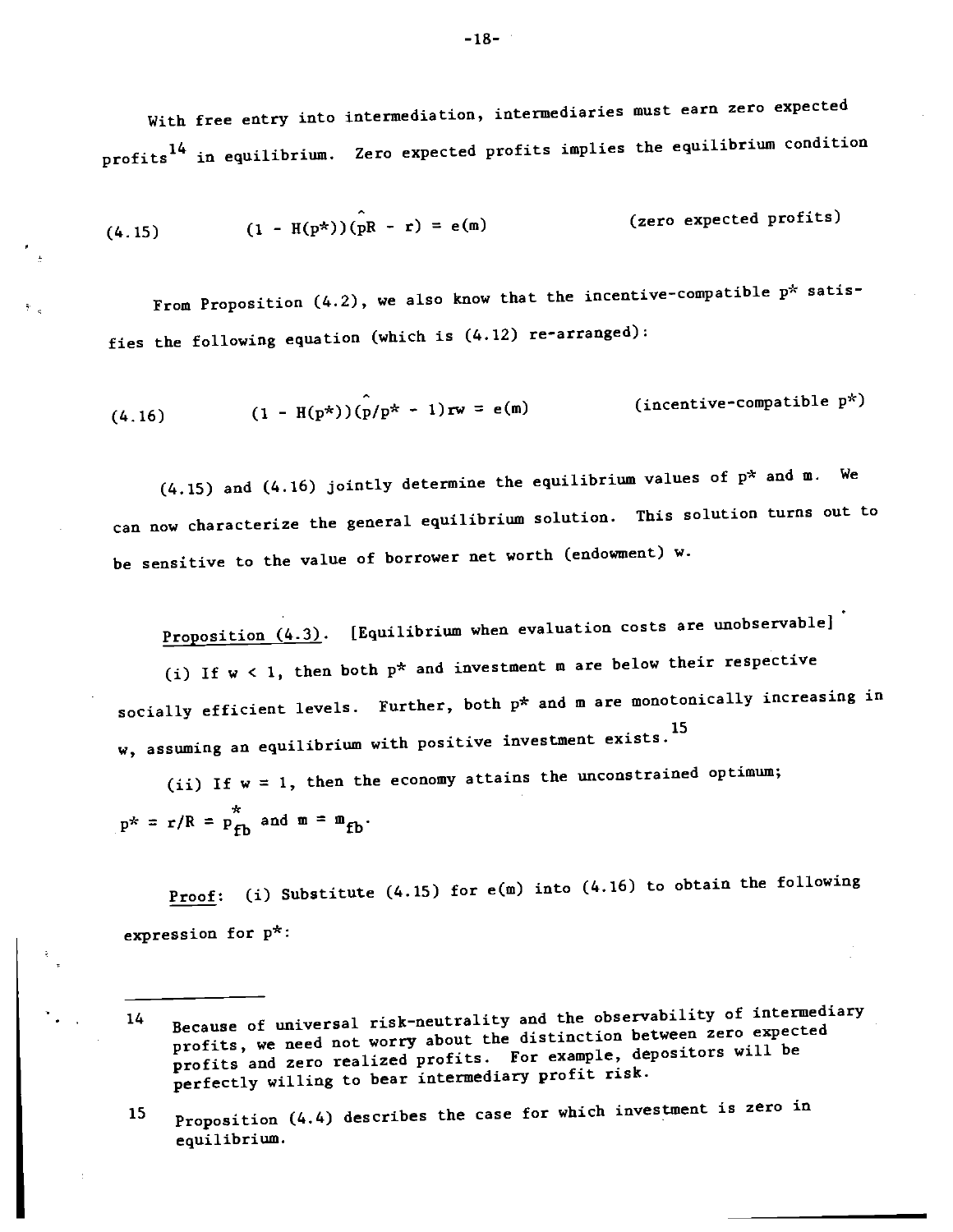With free entry into intermediation, intermediaries must earn zero expected profits[14] in equilibrium. Zero expected profits implies the equilibrium condition

$$(4.15) \qquad (1 - H(p^*))(\hat{p}R - r) = e(m) \qquad \text{(zero expected profits)}$$

From Proposition (4.2), we also know that the incentive-compatible $p^*$ satisfies the following equation (which is (4.12) re-arranged):

$$(4.16) \qquad (1 - H(p^*))(\hat{p}/p^* - 1)rw = e(m) \qquad \text{(incentive-compatible } p^*\text{)}$$

(4.15) and (4.16) jointly determine the equilibrium values of $p^*$ and $m$. We can now characterize the general equilibrium solution. This solution turns out to be sensitive to the value of borrower net worth (endowment) $w$.

<u>Proposition (4.3)</u>. [Equilibrium when evaluation costs are unobservable]

(i) If $w < 1$, then both $p^*$ and investment $m$ are below their respective socially efficient levels. Further, both $p^*$ and $m$ are monotonically increasing in $w$, assuming an equilibrium with positive investment exists.[15]

(ii) If $w = 1$, then the economy attains the unconstrained optimum; $p^* = r/R = p^*_{fb}$ and $m = m_{fb}$.

<u>Proof</u>: (i) Substitute (4.15) for $e(m)$ into (4.16) to obtain the following expression for $p^*$:

---

[14] Because of universal risk-neutrality and the observability of intermediary profits, we need not worry about the distinction between zero expected profits and zero realized profits. For example, depositors will be perfectly willing to bear intermediary profit risk.

[15] Proposition (4.4) describes the case for which investment is zero in equilibrium.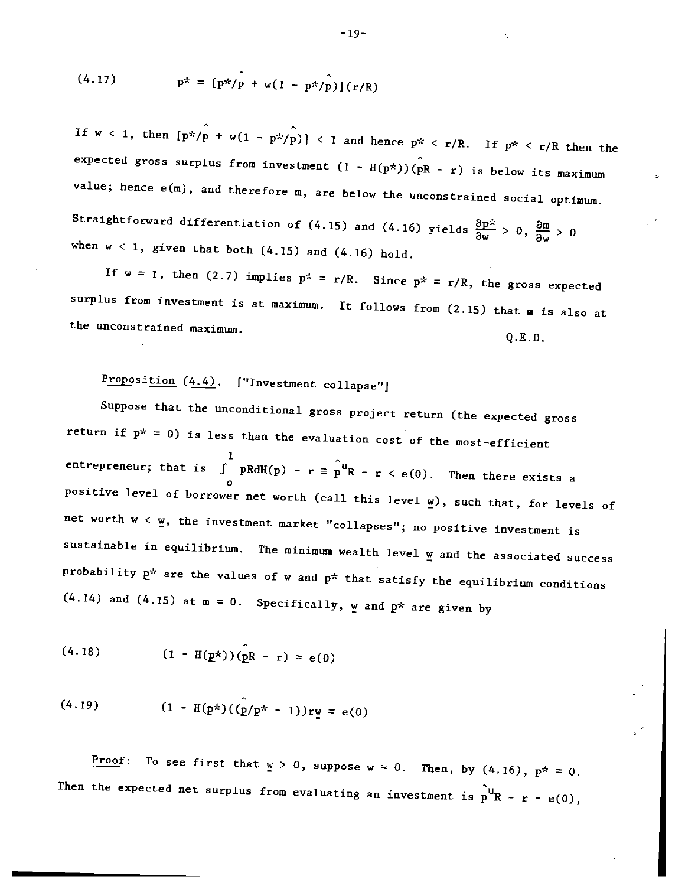$$(4.17) \qquad p^* = [p^*/\hat{p} + w(1 - p^*/\hat{p})](r/R)$$

If $w < 1$, then $[p^*/\hat{p} + w(1 - p^*/\hat{p})] < 1$ and hence $p^* < r/R$. If $p^* < r/R$ then the expected gross surplus from investment $(1 - H(p^*))(\hat{p}R - r)$ is below its maximum value; hence $e(m)$, and therefore $m$, are below the unconstrained social optimum. Straightforward differentiation of (4.15) and (4.16) yields $\frac{\partial p^*}{\partial w} > 0$, $\frac{\partial m}{\partial w} > 0$ when $w < 1$, given that both (4.15) and (4.16) hold.

If $w = 1$, then (2.7) implies $p^* = r/R$. Since $p^* = r/R$, the gross expected surplus from investment is at maximum. It follows from (2.15) that $m$ is also at the unconstrained maximum.

Q.E.D.

<u>Proposition (4.4)</u>. ["Investment collapse"]

Suppose that the unconditional gross project return (the expected gross return if $p^* = 0$) is less than the evaluation cost of the most-efficient entrepreneur; that is $\int_0^1 pRdH(p) - r \equiv \hat{p}^u R - r < e(0)$. Then there exists a positive level of borrower net worth (call this level $\underline{w}$), such that, for levels of net worth $w < \underline{w}$, the investment market "collapses"; no positive investment is sustainable in equilibrium. The minimum wealth level $\underline{w}$ and the associated success probability $\underline{p}^*$ are the values of $w$ and $p^*$ that satisfy the equilibrium conditions (4.14) and (4.15) at $m = 0$. Specifically, $\underline{w}$ and $\underline{p}^*$ are given by

$$(4.18) \qquad (1 - H(\underline{p}^*))(\hat{\underline{p}}R - r) = e(0)$$

$$(4.19) \qquad (1 - H(\underline{p}^*)((\hat{\underline{p}}/\underline{p}^* - 1))r\underline{w} = e(0)$$

<u>Proof</u>: To see first that $\underline{w} > 0$, suppose $w = 0$. Then, by (4.16), $p^* = 0$. Then the expected net surplus from evaluating an investment is $\hat{p}^u R - r - e(0)$,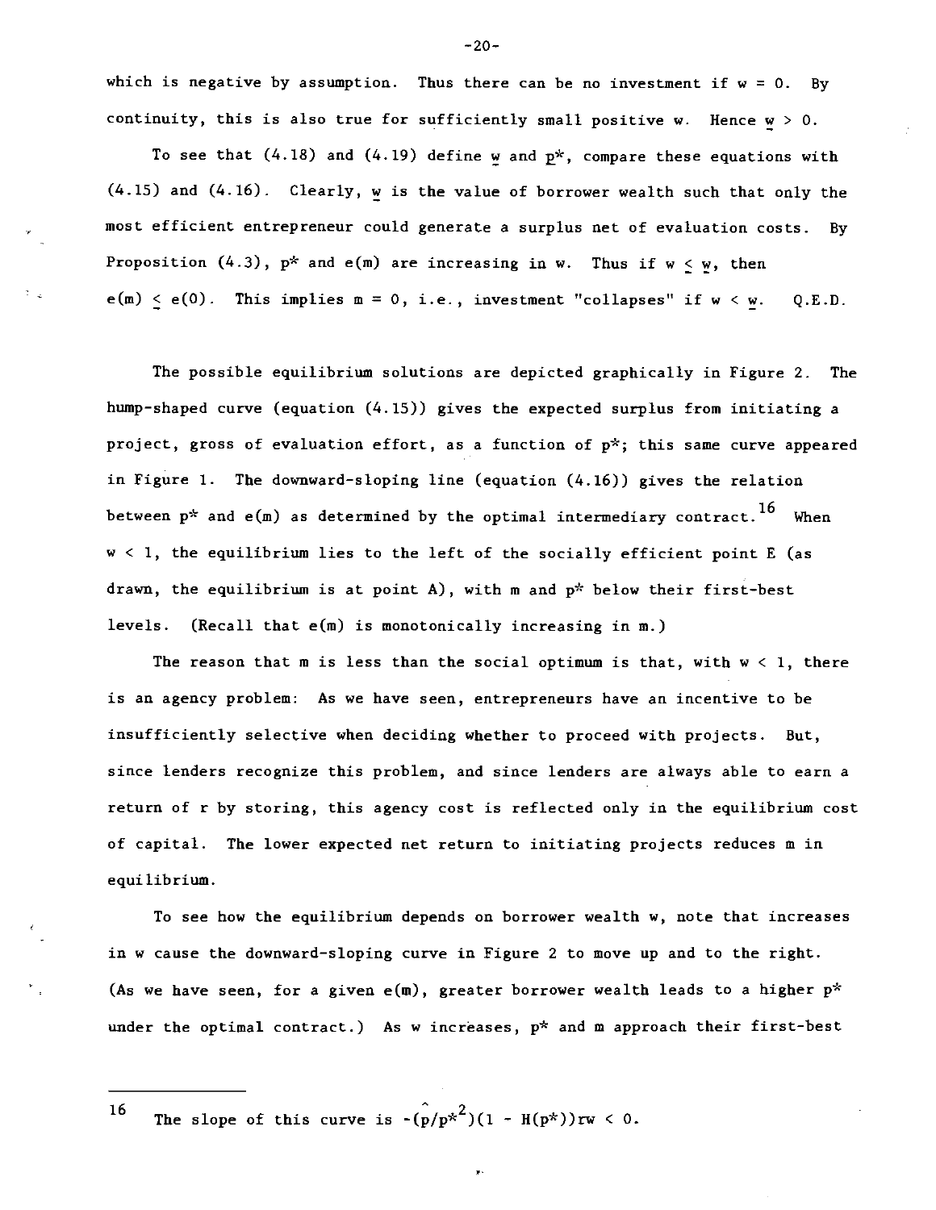which is negative by assumption. Thus there can be no investment if $w = 0$. By continuity, this is also true for sufficiently small positive $w$. Hence $\underline{w} > 0$.

To see that (4.18) and (4.19) define $\underline{w}$ and $\underline{p}^*$, compare these equations with (4.15) and (4.16). Clearly, $\underline{w}$ is the value of borrower wealth such that only the most efficient entrepreneur could generate a surplus net of evaluation costs. By Proposition (4.3), $p^*$ and $e(m)$ are increasing in $w$. Thus if $w \leq \underline{w}$, then $e(m) \leq e(0)$. This implies $m = 0$, i.e., investment "collapses" if $w < \underline{w}$. Q.E.D.

The possible equilibrium solutions are depicted graphically in Figure 2. The hump-shaped curve (equation (4.15)) gives the expected surplus from initiating a project, gross of evaluation effort, as a function of $p^*$; this same curve appeared in Figure 1. The downward-sloping line (equation (4.16)) gives the relation between $p^*$ and $e(m)$ as determined by the optimal intermediary contract.[16] When $w < 1$, the equilibrium lies to the left of the socially efficient point E (as drawn, the equilibrium is at point A), with $m$ and $p^*$ below their first-best levels. (Recall that $e(m)$ is monotonically increasing in $m$.)

The reason that $m$ is less than the social optimum is that, with $w < 1$, there is an agency problem: As we have seen, entrepreneurs have an incentive to be insufficiently selective when deciding whether to proceed with projects. But, since lenders recognize this problem, and since lenders are always able to earn a return of $r$ by storing, this agency cost is reflected only in the equilibrium cost of capital. The lower expected net return to initiating projects reduces $m$ in equilibrium.

To see how the equilibrium depends on borrower wealth $w$, note that increases in $w$ cause the downward-sloping curve in Figure 2 to move up and to the right. (As we have seen, for a given $e(m)$, greater borrower wealth leads to a higher $p^*$ under the optimal contract.) As $w$ increases, $p^*$ and $m$ approach their first-best

---

[16] The slope of this curve is $-(\hat{p}/p^{*2})(1 - H(p^*))rw < 0$.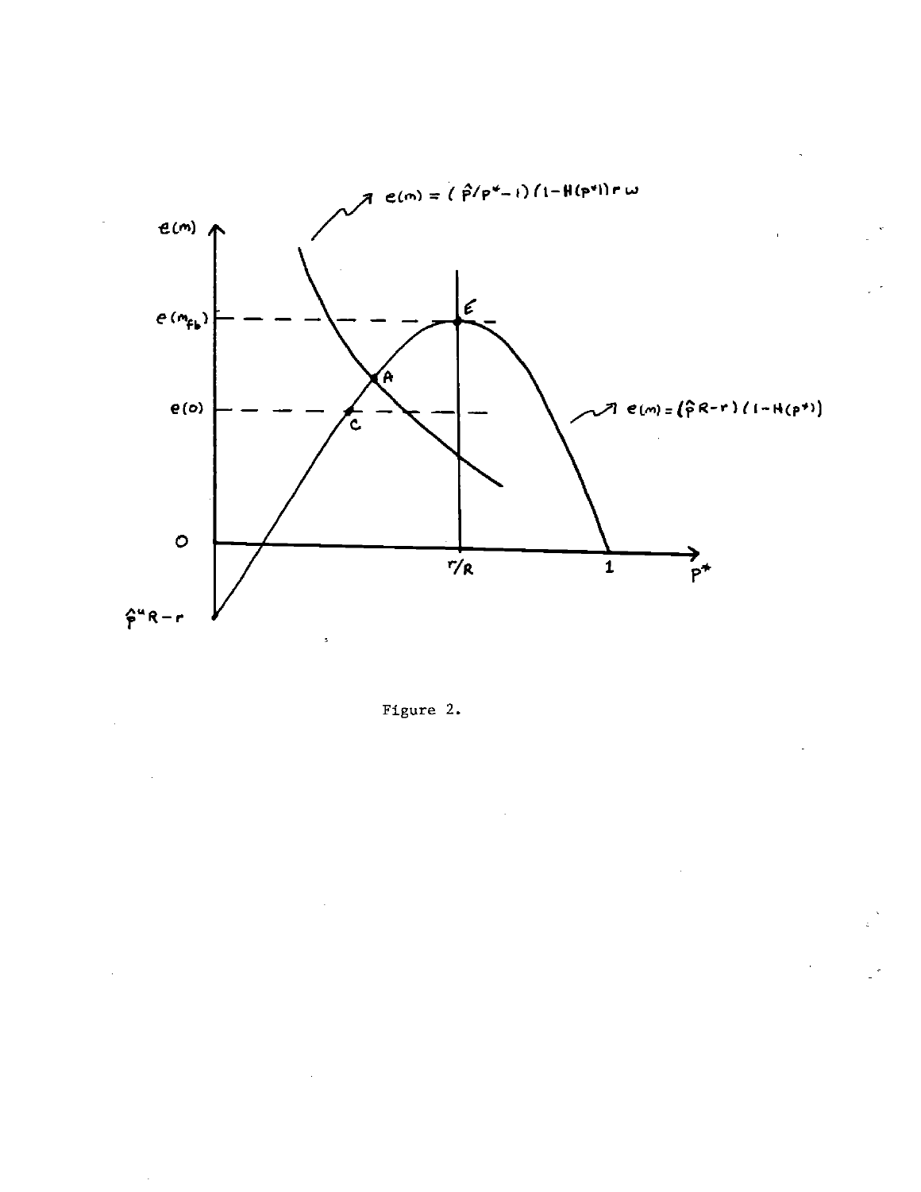$e(m) = (\hat{p}/p^* - 1)(1 - H(p^*))r\omega$

$e(m)$

$e(m_{fb})$

$E$

$A$

$e(0)$

$C$

$e(m) = (\hat{p}R - r)(1 - H(p^*))$

$0$

$r/R$

$1$

$p^*$

$\hat{p}^u R - r$

Figure 2.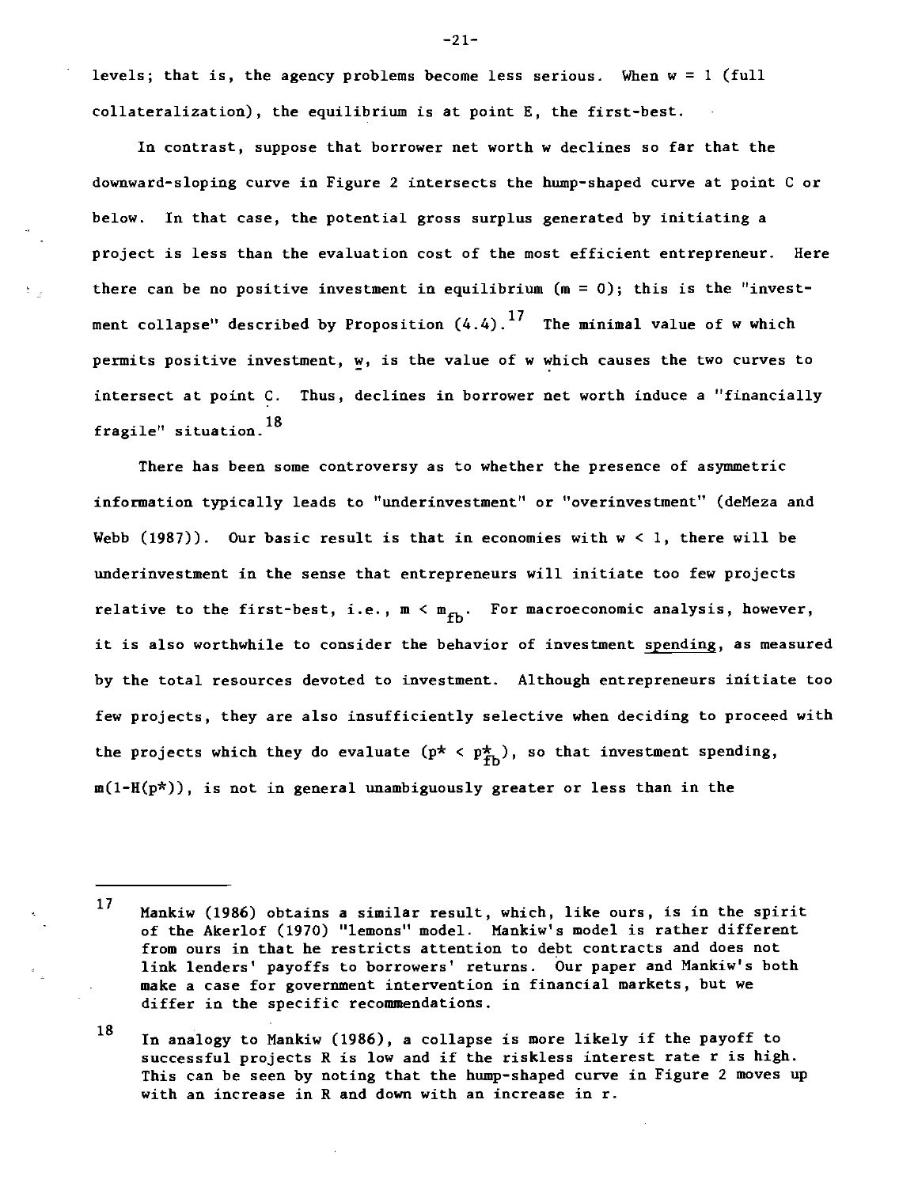levels; that is, the agency problems become less serious. When $w = 1$ (full collateralization), the equilibrium is at point E, the first-best.

In contrast, suppose that borrower net worth w declines so far that the downward-sloping curve in Figure 2 intersects the hump-shaped curve at point C or below. In that case, the potential gross surplus generated by initiating a project is less than the evaluation cost of the most efficient entrepreneur. Here there can be no positive investment in equilibrium ($m = 0$); this is the "investment collapse" described by Proposition (4.4).[17] The minimal value of w which permits positive investment, $\underline{w}$, is the value of w which causes the two curves to intersect at point C. Thus, declines in borrower net worth induce a "financially fragile" situation.[18]

There has been some controversy as to whether the presence of asymmetric information typically leads to "underinvestment" or "overinvestment" (deMeza and Webb (1987)). Our basic result is that in economies with $w < 1$, there will be underinvestment in the sense that entrepreneurs will initiate too few projects relative to the first-best, i.e., $m < m_{fb}$. For macroeconomic analysis, however, it is also worthwhile to consider the behavior of investment <u>spending</u>, as measured by the total resources devoted to investment. Although entrepreneurs initiate too few projects, they are also insufficiently selective when deciding to proceed with the projects which they do evaluate ($p^* < p^*_{fb}$), so that investment spending, $m(1-H(p^*))$, is not in general unambiguously greater or less than in the

---

[17] Mankiw (1986) obtains a similar result, which, like ours, is in the spirit of the Akerlof (1970) "lemons" model. Mankiw's model is rather different from ours in that he restricts attention to debt contracts and does not link lenders' payoffs to borrowers' returns. Our paper and Mankiw's both make a case for government intervention in financial markets, but we differ in the specific recommendations.

[18] In analogy to Mankiw (1986), a collapse is more likely if the payoff to successful projects R is low and if the riskless interest rate r is high. This can be seen by noting that the hump-shaped curve in Figure 2 moves up with an increase in R and down with an increase in r.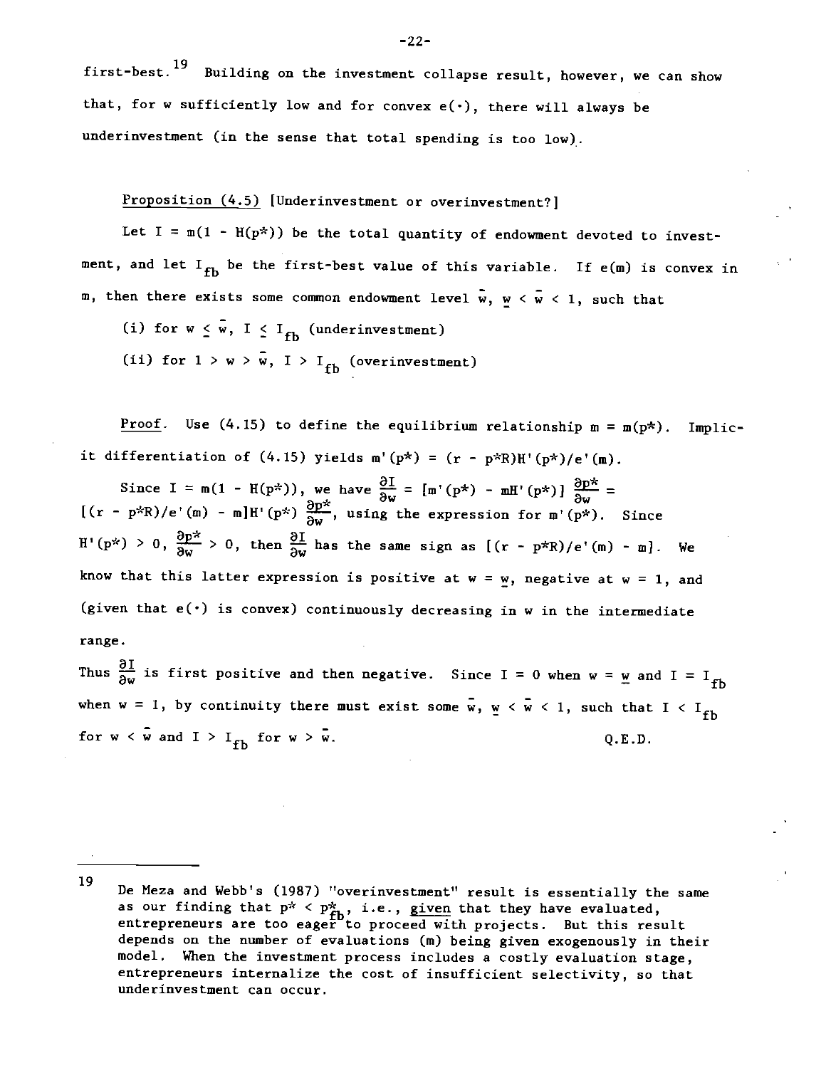first-best.[19] Building on the investment collapse result, however, we can show that, for w sufficiently low and for convex $e(\cdot)$, there will always be underinvestment (in the sense that total spending is too low).

Proposition (4.5) [Underinvestment or overinvestment?]

Let $I = m(1 - H(p^*))$ be the total quantity of endowment devoted to investment, and let $I_{fb}$ be the first-best value of this variable. If $e(m)$ is convex in m, then there exists some common endowment level $\bar{w}$, $\underline{w} < \bar{w} < 1$, such that

(i) for $w \leq \bar{w}$, $I \leq I_{fb}$ (underinvestment)

(ii) for $1 > w > \bar{w}$, $I > I_{fb}$ (overinvestment)

Proof. Use (4.15) to define the equilibrium relationship $m = m(p^*)$. Implicit differentiation of (4.15) yields $m'(p^*) = (r - p^*R)H'(p^*)/e'(m)$.

Since $I = m(1 - H(p^*))$, we have $\frac{\partial I}{\partial w} = [m'(p^*) - mH'(p^*)] \frac{\partial p^*}{\partial w} = [(r - p^*R)/e'(m) - m]H'(p^*) \frac{\partial p^*}{\partial w}$, using the expression for $m'(p^*)$. Since $H'(p^*) > 0$, $\frac{\partial p^*}{\partial w} > 0$, then $\frac{\partial I}{\partial w}$ has the same sign as $[(r - p^*R)/e'(m) - m]$. We know that this latter expression is positive at $w = \underline{w}$, negative at $w = 1$, and (given that $e(\cdot)$ is convex) continuously decreasing in w in the intermediate range.

Thus $\frac{\partial I}{\partial w}$ is first positive and then negative. Since $I = 0$ when $w = \underline{w}$ and $I = I_{fb}$ when $w = 1$, by continuity there must exist some $\bar{w}$, $\underline{w} < \bar{w} < 1$, such that $I < I_{fb}$ for $w < \bar{w}$ and $I > I_{fb}$ for $w > \bar{w}$. Q.E.D.

---

[19] De Meza and Webb's (1987) "overinvestment" result is essentially the same as our finding that $p^* < p^*_{fb}$, i.e., given that they have evaluated, entrepreneurs are too eager to proceed with projects. But this result depends on the number of evaluations (m) being given exogenously in their model. When the investment process includes a costly evaluation stage, entrepreneurs internalize the cost of insufficient selectivity, so that underinvestment can occur.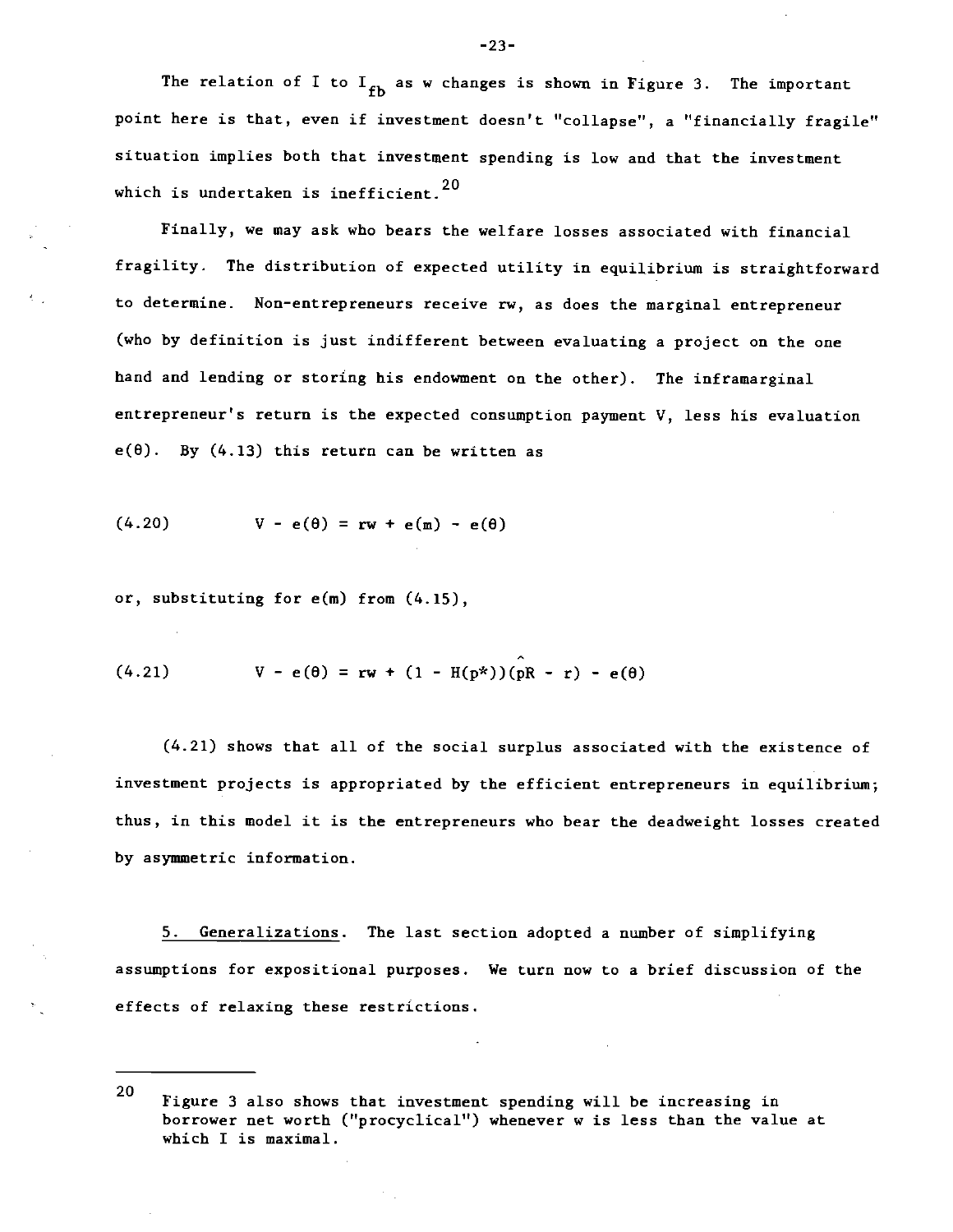The relation of I to $I_{fb}$ as w changes is shown in Figure 3. The important point here is that, even if investment doesn't "collapse", a "financially fragile" situation implies both that investment spending is low and that the investment which is undertaken is inefficient.[20]

Finally, we may ask who bears the welfare losses associated with financial fragility. The distribution of expected utility in equilibrium is straightforward to determine. Non-entrepreneurs receive rw, as does the marginal entrepreneur (who by definition is just indifferent between evaluating a project on the one hand and lending or storing his endowment on the other). The inframarginal entrepreneur's return is the expected consumption payment V, less his evaluation $e(\theta)$. By (4.13) this return can be written as

$$(4.20) \qquad V - e(\theta) = rw + e(m) - e(\theta)$$

or, substituting for e(m) from (4.15),

$$(4.21) \qquad V - e(\theta) = rw + (1 - H(p^*))(\hat{p}R - r) - e(\theta)$$

(4.21) shows that all of the social surplus associated with the existence of investment projects is appropriated by the efficient entrepreneurs in equilibrium; thus, in this model it is the entrepreneurs who bear the deadweight losses created by asymmetric information.

5. Generalizations. The last section adopted a number of simplifying assumptions for expositional purposes. We turn now to a brief discussion of the effects of relaxing these restrictions.

---

[20] Figure 3 also shows that investment spending will be increasing in borrower net worth ("procyclical") whenever w is less than the value at which I is maximal.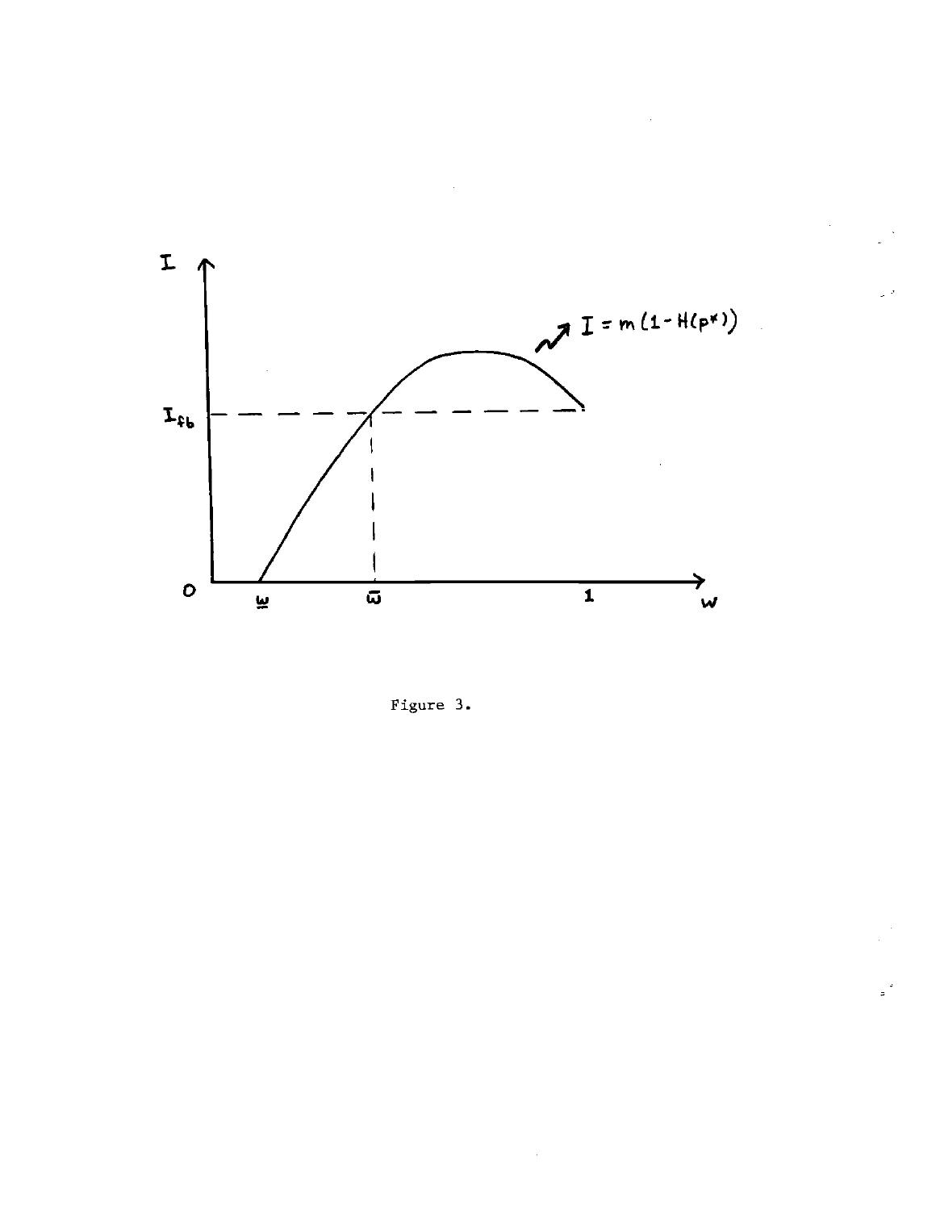Figure 3.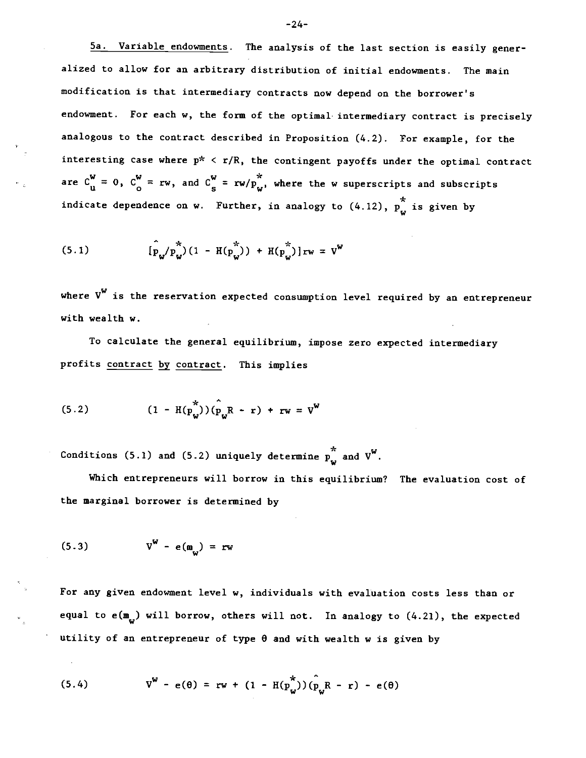5a. Variable endowments. The analysis of the last section is easily generalized to allow for an arbitrary distribution of initial endowments. The main modification is that intermediary contracts now depend on the borrower's endowment. For each w, the form of the optimal intermediary contract is precisely analogous to the contract described in Proposition (4.2). For example, for the interesting case where $p^* < r/R$, the contingent payoffs under the optimal contract are $C_u^w = 0$, $C_o^w = rw$, and $C_s^w = rw/p_w^*$, where the w superscripts and subscripts indicate dependence on w. Further, in analogy to (4.12), $p_w^*$ is given by

$$\text{(5.1)} \qquad [\hat{p}_w/p_w^*)(1 - H(p_w^*)) + H(p_w^*)]rw = V^w$$

where $V^w$ is the reservation expected consumption level required by an entrepreneur with wealth w.

To calculate the general equilibrium, impose zero expected intermediary profits <u>contract by contract</u>. This implies

$$\text{(5.2)} \qquad (1 - H(p_w^*))(\hat{p}_w R - r) + rw = V^w$$

Conditions (5.1) and (5.2) uniquely determine $p_w^*$ and $V^w$.

Which entrepreneurs will borrow in this equilibrium? The evaluation cost of the marginal borrower is determined by

$$\text{(5.3)} \qquad V^w - e(m_w) = rw$$

For any given endowment level w, individuals with evaluation costs less than or equal to $e(m_w)$ will borrow, others will not. In analogy to (4.21), the expected utility of an entrepreneur of type $\theta$ and with wealth w is given by

$$\text{(5.4)} \qquad V^w - e(\theta) = rw + (1 - H(p_w^*))(\hat{p}_w R - r) - e(\theta)$$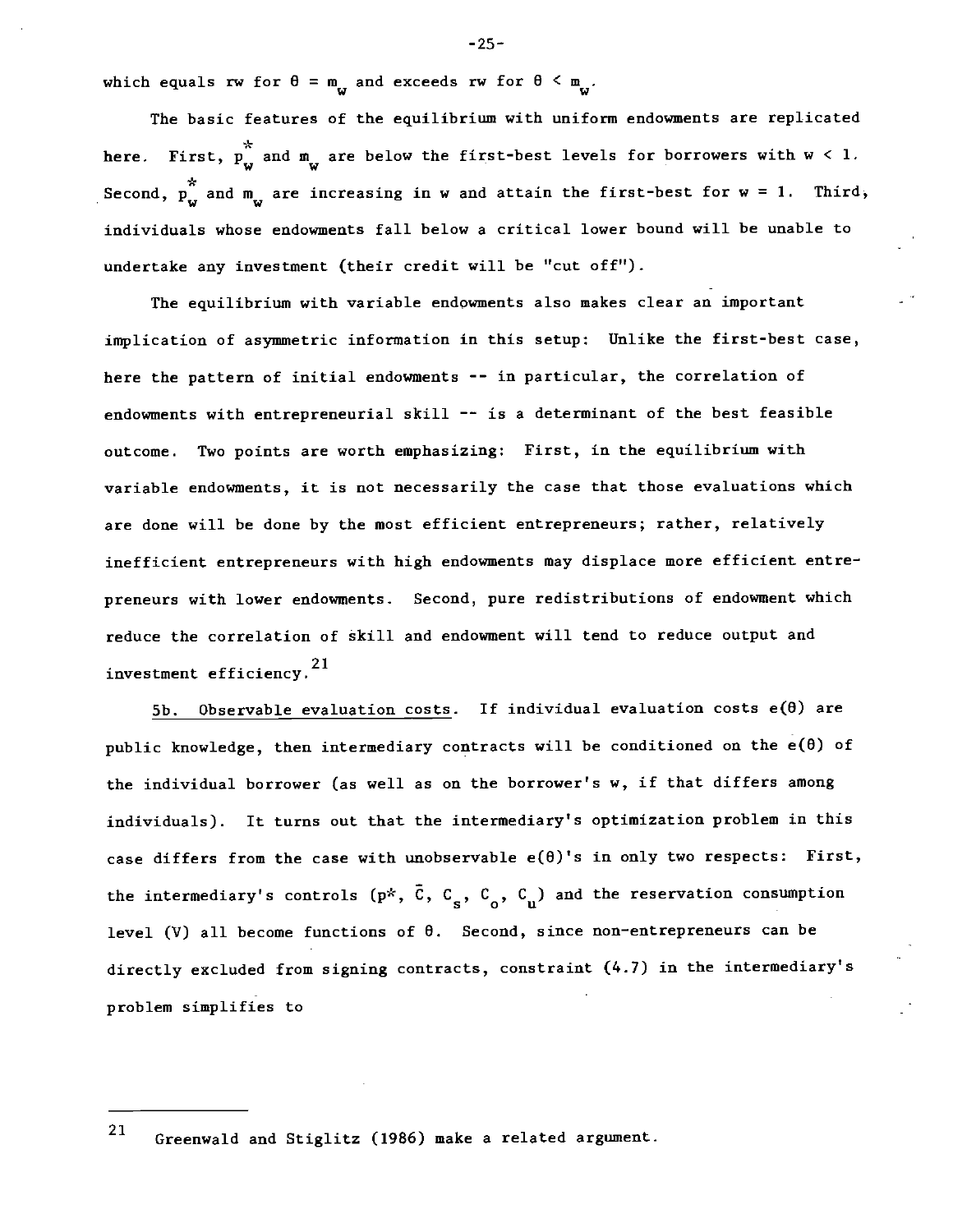which equals rw for $\theta = m_w$ and exceeds rw for $\theta < m_w$.

The basic features of the equilibrium with uniform endowments are replicated here. First, $p^*_w$ and $m_w$ are below the first-best levels for borrowers with $w < 1$. Second, $p^*_w$ and $m_w$ are increasing in w and attain the first-best for $w = 1$. Third, individuals whose endowments fall below a critical lower bound will be unable to undertake any investment (their credit will be "cut off").

The equilibrium with variable endowments also makes clear an important implication of asymmetric information in this setup: Unlike the first-best case, here the pattern of initial endowments -- in particular, the correlation of endowments with entrepreneurial skill -- is a determinant of the best feasible outcome. Two points are worth emphasizing: First, in the equilibrium with variable endowments, it is not necessarily the case that those evaluations which are done will be done by the most efficient entrepreneurs; rather, relatively inefficient entrepreneurs with high endowments may displace more efficient entrepreneurs with lower endowments. Second, pure redistributions of endowment which reduce the correlation of skill and endowment will tend to reduce output and investment efficiency.[21]

5b. <u>Observable evaluation costs</u>. If individual evaluation costs $e(\theta)$ are public knowledge, then intermediary contracts will be conditioned on the $e(\theta)$ of the individual borrower (as well as on the borrower's w, if that differs among individuals). It turns out that the intermediary's optimization problem in this case differs from the case with unobservable $e(\theta)$'s in only two respects: First, the intermediary's controls ($p^*$, $\bar{C}$, $C_s$, $C_o$, $C_u$) and the reservation consumption level (V) all become functions of $\theta$. Second, since non-entrepreneurs can be directly excluded from signing contracts, constraint (4.7) in the intermediary's problem simplifies to

---

[21] Greenwald and Stiglitz (1986) make a related argument.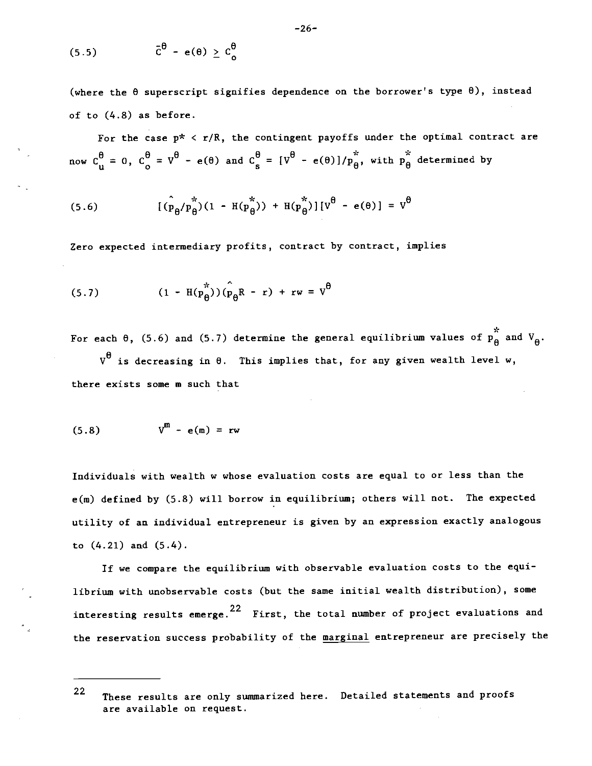$$(5.5) \qquad \bar{c}^{\theta} - e(\theta) \geq c_o^{\theta}$$

(where the $\theta$ superscript signifies dependence on the borrower's type $\theta$), instead of to (4.8) as before.

For the case $p^* < r/R$, the contingent payoffs under the optimal contract are now $c_u^{\theta} = 0$, $c_o^{\theta} = V^{\theta} - e(\theta)$ and $c_s^{\theta} = [V^{\theta} - e(\theta)]/p_{\theta}^*$, with $p_{\theta}^*$ determined by

$$(5.6) \qquad [(\hat{p}_{\theta}/p_{\theta}^*)(1 - H(p_{\theta}^*)) + H(p_{\theta}^*)][V^{\theta} - e(\theta)] = V^{\theta}$$

Zero expected intermediary profits, contract by contract, implies

$$(5.7) \qquad (1 - H(p_{\theta}^*))(\hat{p}_{\theta}R - r) + rw = V^{\theta}$$

For each $\theta$, (5.6) and (5.7) determine the general equilibrium values of $p_{\theta}^*$ and $V_{\theta}$.

$V^{\theta}$ is decreasing in $\theta$. This implies that, for any given wealth level $w$, there exists some $m$ such that

$$(5.8) \qquad V^m - e(m) = rw$$

Individuals with wealth $w$ whose evaluation costs are equal to or less than the $e(m)$ defined by (5.8) will borrow in equilibrium; others will not. The expected utility of an individual entrepreneur is given by an expression exactly analogous to (4.21) and (5.4).

If we compare the equilibrium with observable evaluation costs to the equilibrium with unobservable costs (but the same initial wealth distribution), some interesting results emerge.[22] First, the total number of project evaluations and the reservation success probability of the <u>marginal</u> entrepreneur are precisely the

---

[22] These results are only summarized here. Detailed statements and proofs are available on request.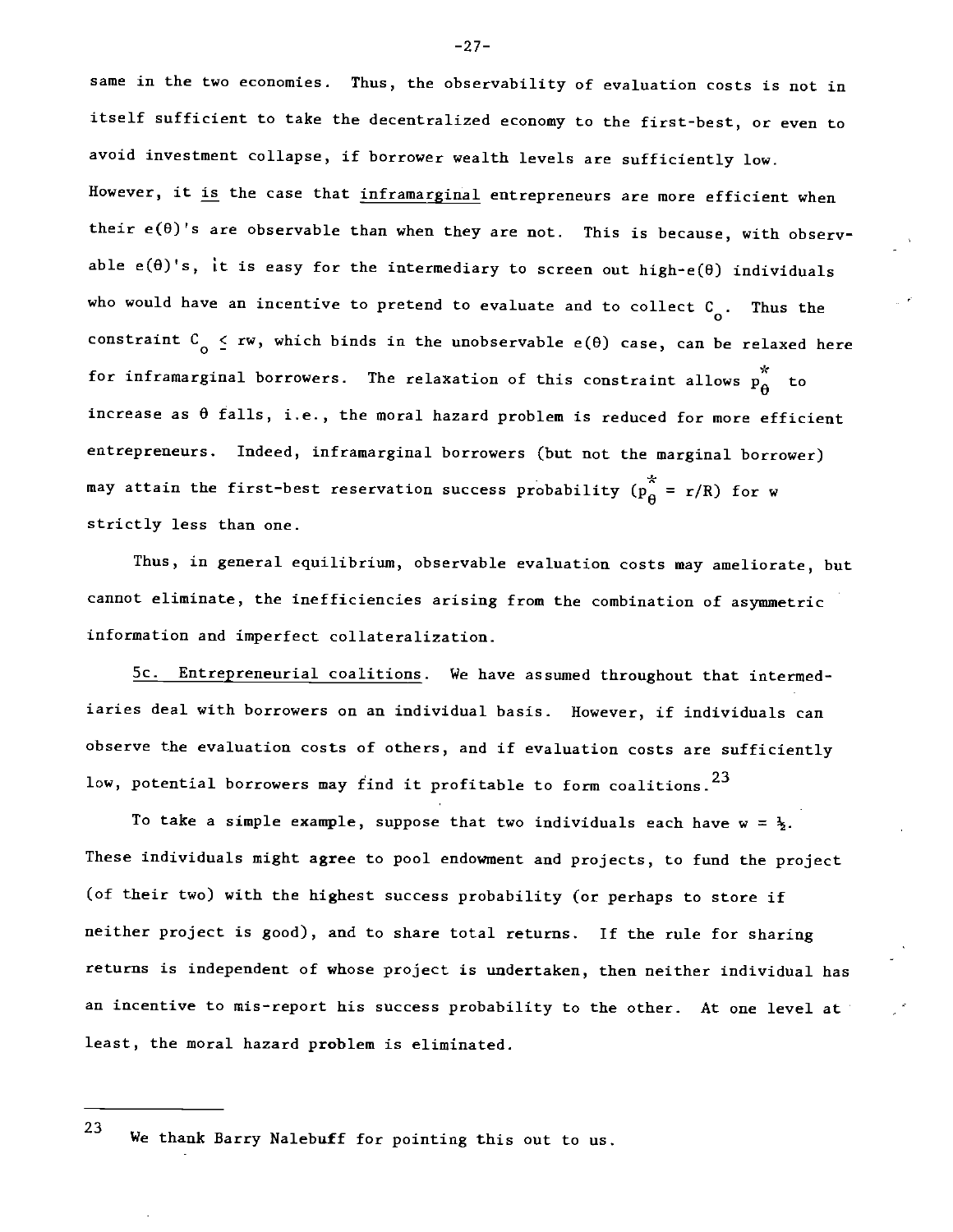same in the two economies. Thus, the observability of evaluation costs is not in itself sufficient to take the decentralized economy to the first-best, or even to avoid investment collapse, if borrower wealth levels are sufficiently low. However, it _is_ the case that _inframarginal_ entrepreneurs are more efficient when their $e(\theta)$'s are observable than when they are not. This is because, with observable $e(\theta)$'s, it is easy for the intermediary to screen out high-$e(\theta)$ individuals who would have an incentive to pretend to evaluate and to collect $C_o$. Thus the constraint $C_o \leq rw$, which binds in the unobservable $e(\theta)$ case, can be relaxed here for inframarginal borrowers. The relaxation of this constraint allows $p^*_\theta$ to increase as $\theta$ falls, i.e., the moral hazard problem is reduced for more efficient entrepreneurs. Indeed, inframarginal borrowers (but not the marginal borrower) may attain the first-best reservation success probability ($p^*_\theta = r/R$) for $w$ strictly less than one.

Thus, in general equilibrium, observable evaluation costs may ameliorate, but cannot eliminate, the inefficiencies arising from the combination of asymmetric information and imperfect collateralization.

_5c. Entrepreneurial coalitions_. We have assumed throughout that intermediaries deal with borrowers on an individual basis. However, if individuals can observe the evaluation costs of others, and if evaluation costs are sufficiently low, potential borrowers may find it profitable to form coalitions.[23]

To take a simple example, suppose that two individuals each have $w = \frac{1}{2}$. These individuals might agree to pool endowment and projects, to fund the project (of their two) with the highest success probability (or perhaps to store if neither project is good), and to share total returns. If the rule for sharing returns is independent of whose project is undertaken, then neither individual has an incentive to mis-report his success probability to the other. At one level at least, the moral hazard problem is eliminated.

---

23 We thank Barry Nalebuff for pointing this out to us.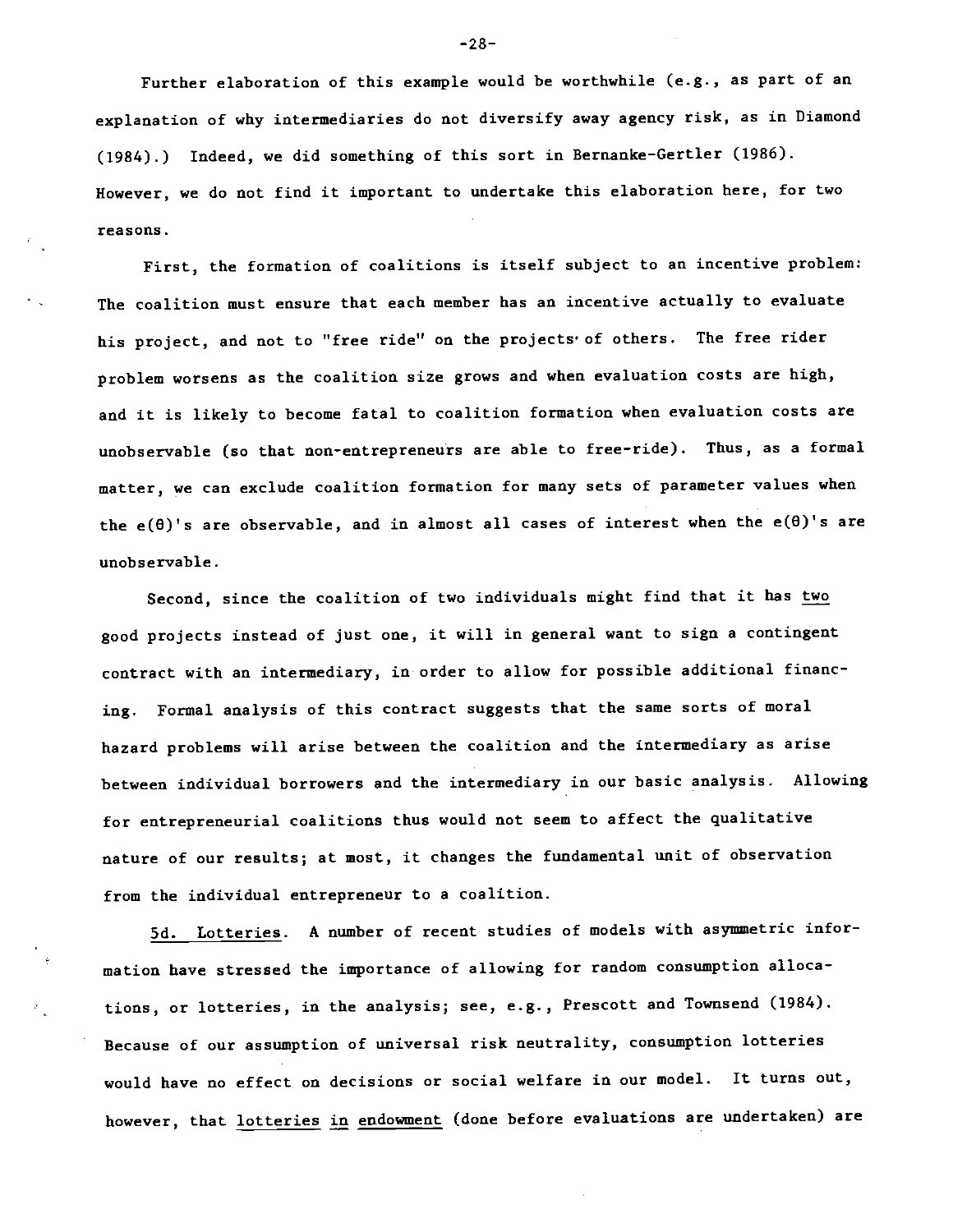Further elaboration of this example would be worthwhile (e.g., as part of an explanation of why intermediaries do not diversify away agency risk, as in Diamond (1984).) Indeed, we did something of this sort in Bernanke-Gertler (1986). However, we do not find it important to undertake this elaboration here, for two reasons.

First, the formation of coalitions is itself subject to an incentive problem: The coalition must ensure that each member has an incentive actually to evaluate his project, and not to "free ride" on the projects of others. The free rider problem worsens as the coalition size grows and when evaluation costs are high, and it is likely to become fatal to coalition formation when evaluation costs are unobservable (so that non-entrepreneurs are able to free-ride). Thus, as a formal matter, we can exclude coalition formation for many sets of parameter values when the $e(\theta)$'s are observable, and in almost all cases of interest when the $e(\theta)$'s are unobservable.

Second, since the coalition of two individuals might find that it has two good projects instead of just one, it will in general want to sign a contingent contract with an intermediary, in order to allow for possible additional financing. Formal analysis of this contract suggests that the same sorts of moral hazard problems will arise between the coalition and the intermediary as arise between individual borrowers and the intermediary in our basic analysis. Allowing for entrepreneurial coalitions thus would not seem to affect the qualitative nature of our results; at most, it changes the fundamental unit of observation from the individual entrepreneur to a coalition.

5d. Lotteries. A number of recent studies of models with asymmetric information have stressed the importance of allowing for random consumption allocations, or lotteries, in the analysis; see, e.g., Prescott and Townsend (1984). Because of our assumption of universal risk neutrality, consumption lotteries would have no effect on decisions or social welfare in our model. It turns out, however, that lotteries in endowment (done before evaluations are undertaken) are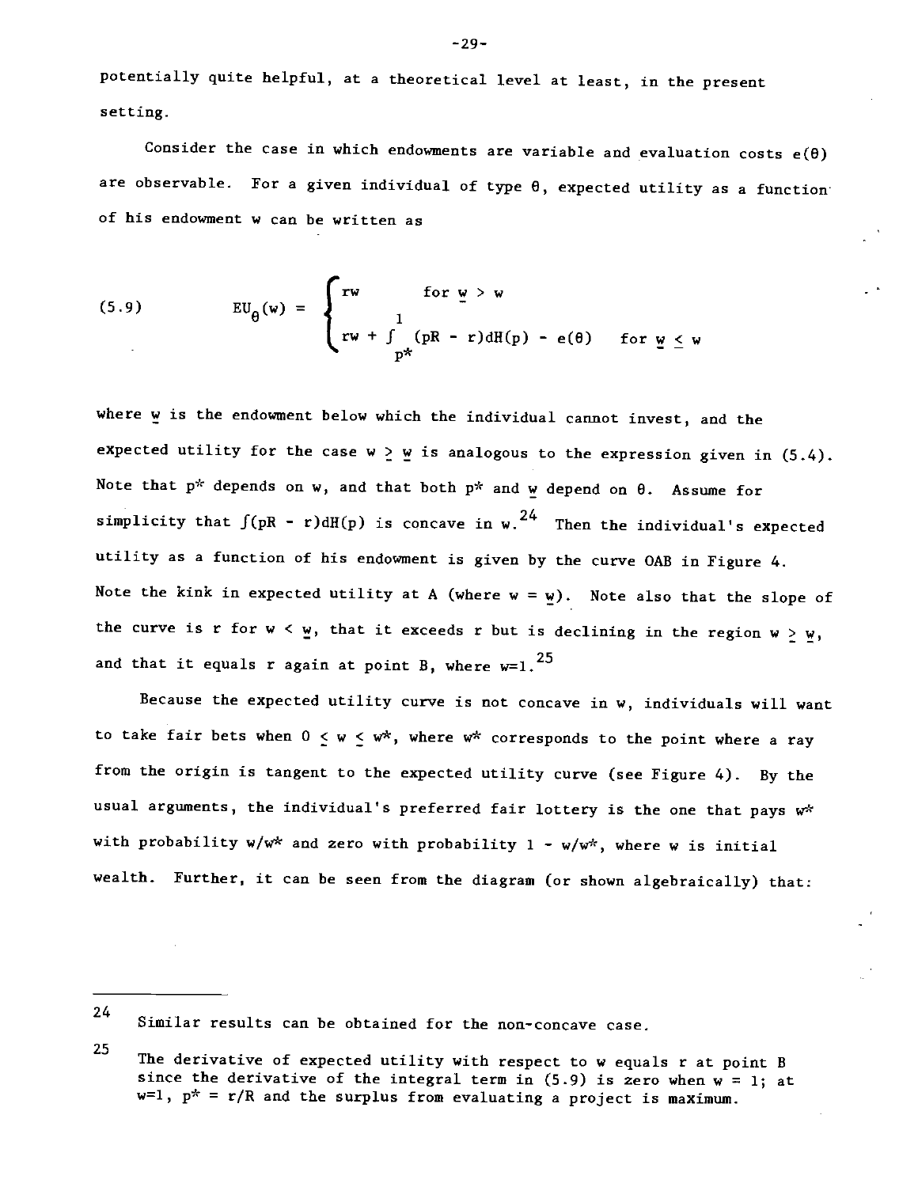potentially quite helpful, at a theoretical level at least, in the present setting.

Consider the case in which endowments are variable and evaluation costs $e(\theta)$ are observable. For a given individual of type $\theta$, expected utility as a function of his endowment w can be written as

$$
(5.9) \qquad EU_{\theta}(w) = \begin{cases} rw & \text{for } \underline{w} > w \\ rw + \int_{p^*}^{1} (pR - r)dH(p) - e(\theta) & \text{for } \underline{w} \leq w \end{cases}
$$

where $\underline{w}$ is the endowment below which the individual cannot invest, and the expected utility for the case $w \geq \underline{w}$ is analogous to the expression given in (5.4). Note that $p^*$ depends on w, and that both $p^*$ and $\underline{w}$ depend on $\theta$. Assume for simplicity that $\int(pR - r)dH(p)$ is concave in w.[24] Then the individual's expected utility as a function of his endowment is given by the curve OAB in Figure 4. Note the kink in expected utility at A (where $w = \underline{w}$). Note also that the slope of the curve is r for $w < \underline{w}$, that it exceeds r but is declining in the region $w \geq \underline{w}$, and that it equals r again at point B, where w=1.[25]

Because the expected utility curve is not concave in w, individuals will want to take fair bets when $0 \leq w \leq w^*$, where $w^*$ corresponds to the point where a ray from the origin is tangent to the expected utility curve (see Figure 4). By the usual arguments, the individual's preferred fair lottery is the one that pays $w^*$ with probability $w/w^*$ and zero with probability $1 - w/w^*$, where w is initial wealth. Further, it can be seen from the diagram (or shown algebraically) that:

---

[24] Similar results can be obtained for the non-concave case.

[25] The derivative of expected utility with respect to w equals r at point B since the derivative of the integral term in (5.9) is zero when w = 1; at w=1, $p^* = r/R$ and the surplus from evaluating a project is maximum.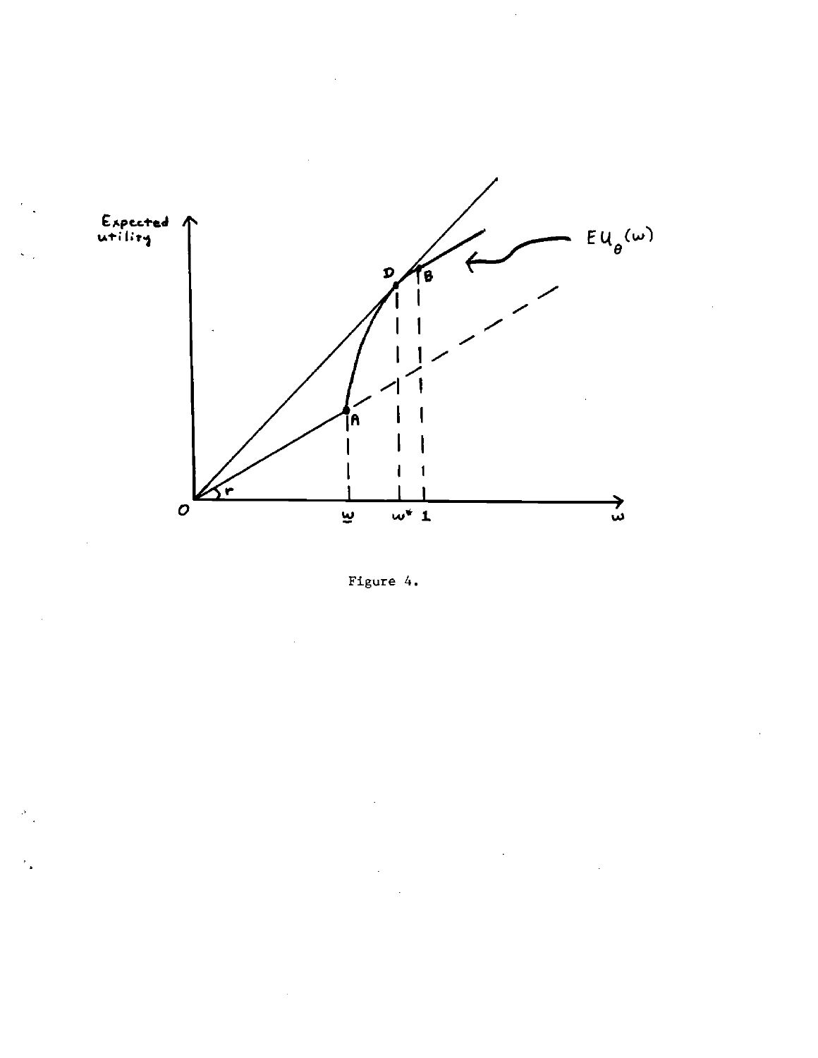Figure 4.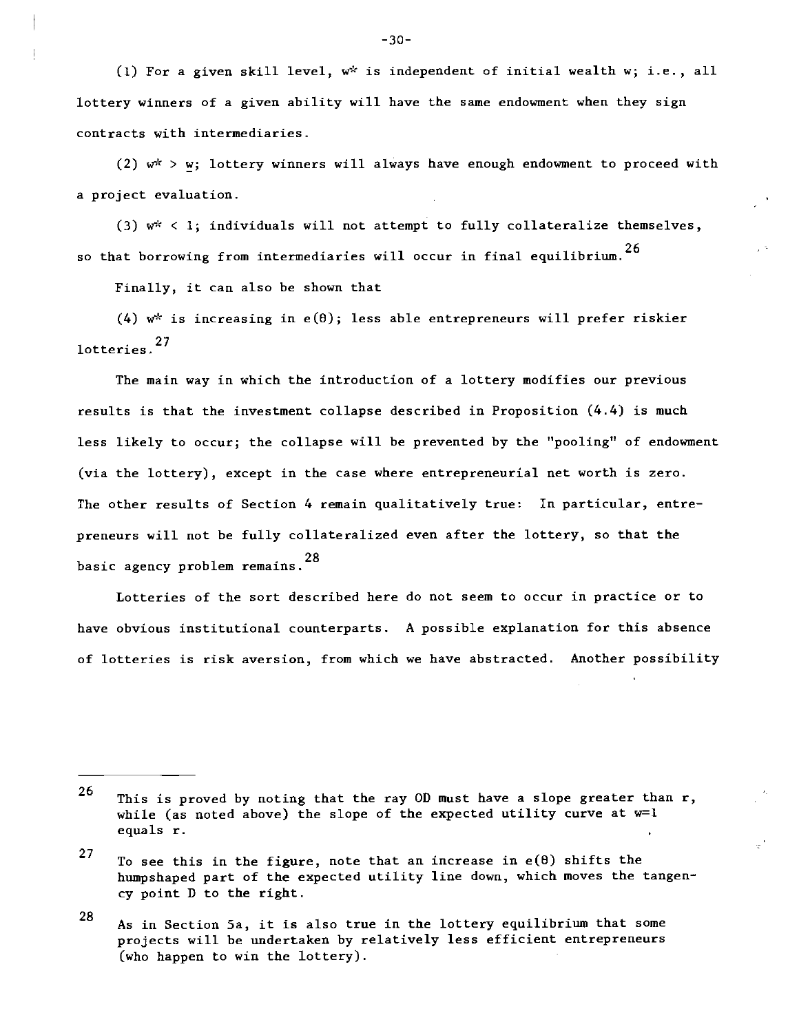(1) For a given skill level, $w^*$ is independent of initial wealth w; i.e., all lottery winners of a given ability will have the same endowment when they sign contracts with intermediaries.

(2) $w^* > \underline{w}$; lottery winners will always have enough endowment to proceed with a project evaluation.

(3) $w^* < 1$; individuals will not attempt to fully collateralize themselves, so that borrowing from intermediaries will occur in final equilibrium.[26]

Finally, it can also be shown that

(4) $w^*$ is increasing in $e(\theta)$; less able entrepreneurs will prefer riskier lotteries.[27]

The main way in which the introduction of a lottery modifies our previous results is that the investment collapse described in Proposition (4.4) is much less likely to occur; the collapse will be prevented by the "pooling" of endowment (via the lottery), except in the case where entrepreneurial net worth is zero. The other results of Section 4 remain qualitatively true: In particular, entrepreneurs will not be fully collateralized even after the lottery, so that the basic agency problem remains.[28]

Lotteries of the sort described here do not seem to occur in practice or to have obvious institutional counterparts. A possible explanation for this absence of lotteries is risk aversion, from which we have abstracted. Another possibility

---

[26] This is proved by noting that the ray OD must have a slope greater than r, while (as noted above) the slope of the expected utility curve at $w=1$ equals r.

[27] To see this in the figure, note that an increase in $e(\theta)$ shifts the humpshaped part of the expected utility line down, which moves the tangency point D to the right.

[28] As in Section 5a, it is also true in the lottery equilibrium that some projects will be undertaken by relatively less efficient entrepreneurs (who happen to win the lottery).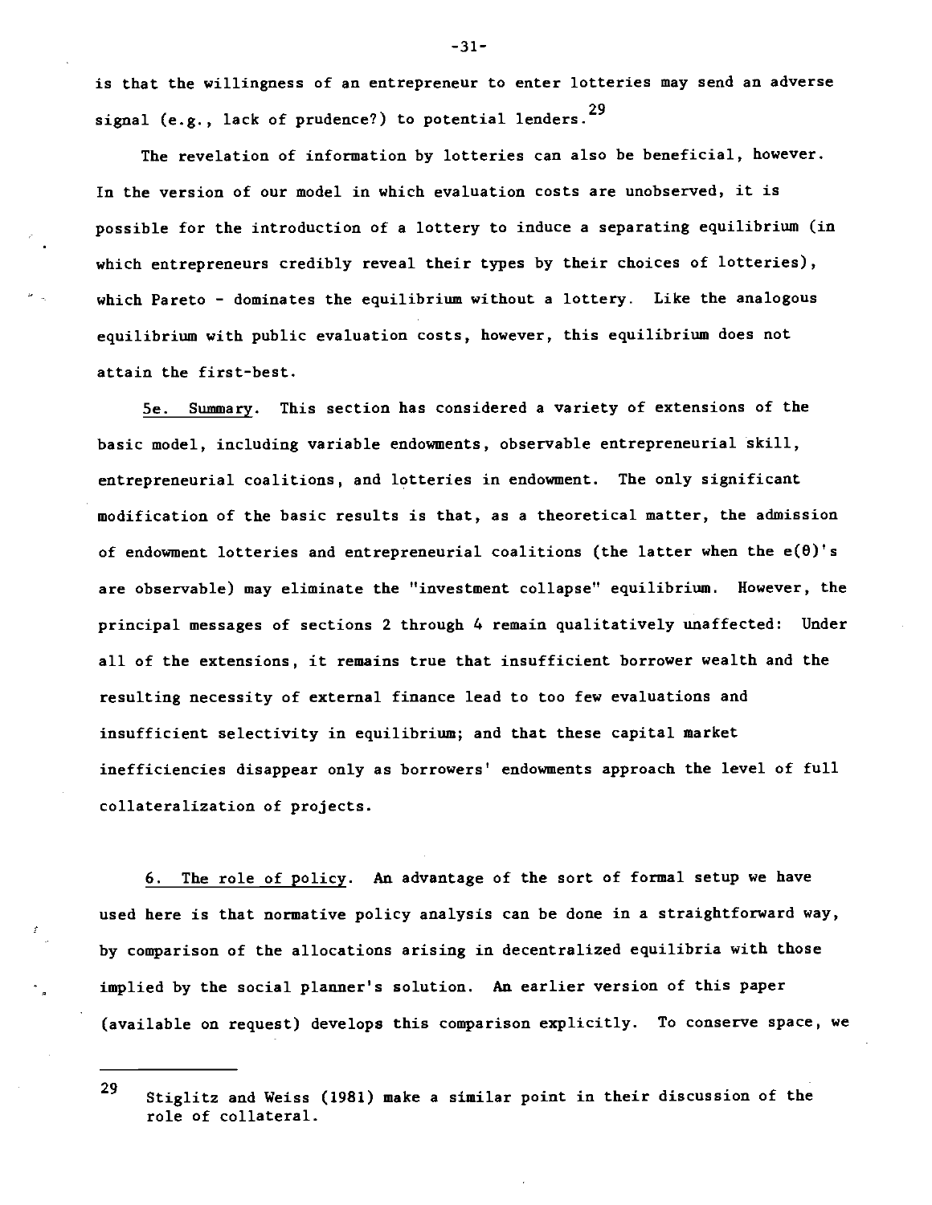is that the willingness of an entrepreneur to enter lotteries may send an adverse signal (e.g., lack of prudence?) to potential lenders.[29]

The revelation of information by lotteries can also be beneficial, however. In the version of our model in which evaluation costs are unobserved, it is possible for the introduction of a lottery to induce a separating equilibrium (in which entrepreneurs credibly reveal their types by their choices of lotteries), which Pareto - dominates the equilibrium without a lottery. Like the analogous equilibrium with public evaluation costs, however, this equilibrium does not attain the first-best.

5e. Summary. This section has considered a variety of extensions of the basic model, including variable endowments, observable entrepreneurial skill, entrepreneurial coalitions, and lotteries in endowment. The only significant modification of the basic results is that, as a theoretical matter, the admission of endowment lotteries and entrepreneurial coalitions (the latter when the $e(\theta)$'s are observable) may eliminate the "investment collapse" equilibrium. However, the principal messages of sections 2 through 4 remain qualitatively unaffected: Under all of the extensions, it remains true that insufficient borrower wealth and the resulting necessity of external finance lead to too few evaluations and insufficient selectivity in equilibrium; and that these capital market inefficiencies disappear only as borrowers' endowments approach the level of full collateralization of projects.

## 6. The role of policy.

An advantage of the sort of formal setup we have used here is that normative policy analysis can be done in a straightforward way, by comparison of the allocations arising in decentralized equilibria with those implied by the social planner's solution. An earlier version of this paper (available on request) develops this comparison explicitly. To conserve space, we

---

[29] Stiglitz and Weiss (1981) make a similar point in their discussion of the role of collateral.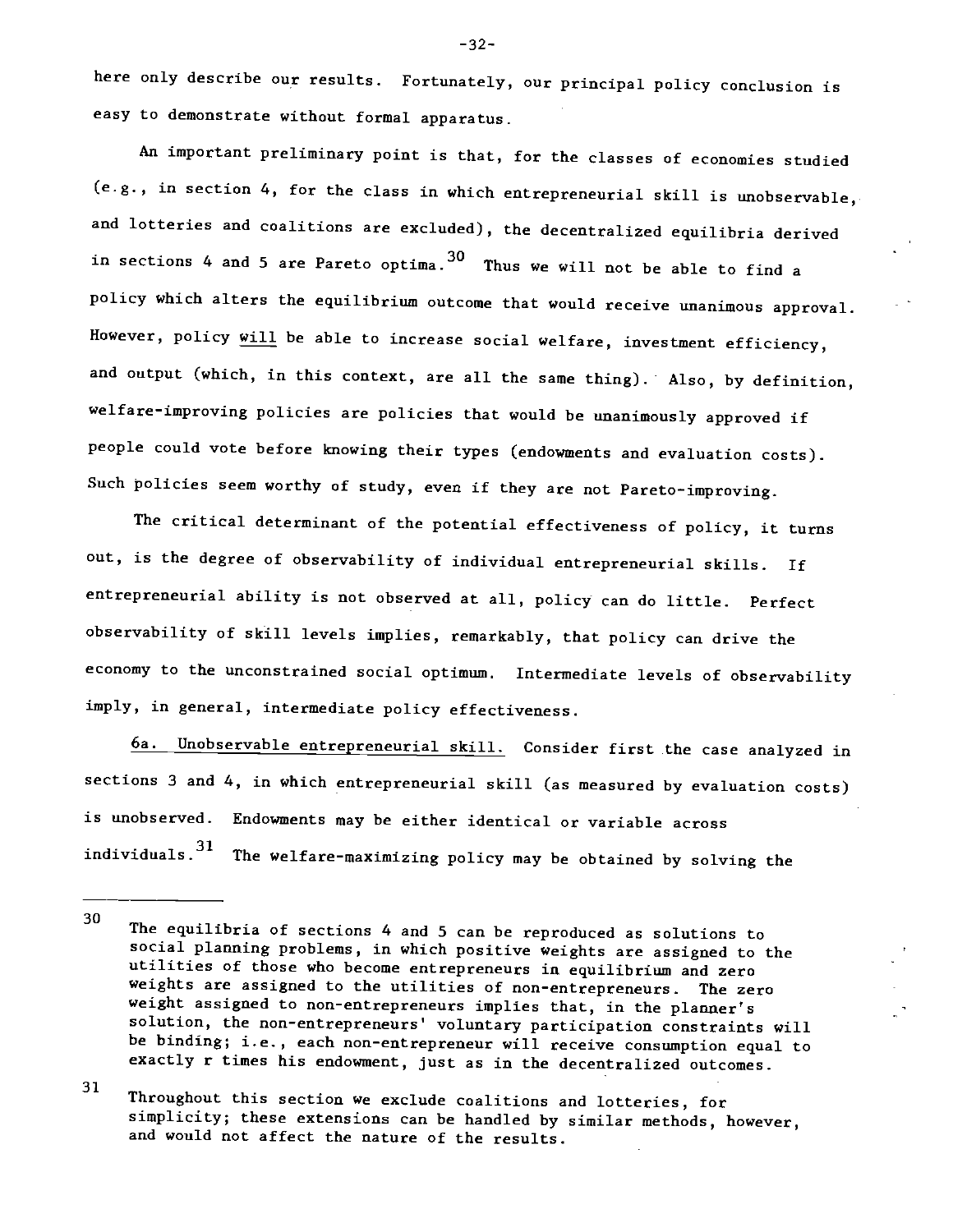here only describe our results. Fortunately, our principal policy conclusion is easy to demonstrate without formal apparatus.

An important preliminary point is that, for the classes of economies studied (e.g., in section 4, for the class in which entrepreneurial skill is unobservable, and lotteries and coalitions are excluded), the decentralized equilibria derived in sections 4 and 5 are Pareto optima.[30] Thus we will not be able to find a policy which alters the equilibrium outcome that would receive unanimous approval. However, policy <u>will</u> be able to increase social welfare, investment efficiency, and output (which, in this context, are all the same thing). Also, by definition, welfare-improving policies are policies that would be unanimously approved if people could vote before knowing their types (endowments and evaluation costs). Such policies seem worthy of study, even if they are not Pareto-improving.

The critical determinant of the potential effectiveness of policy, it turns out, is the degree of observability of individual entrepreneurial skills. If entrepreneurial ability is not observed at all, policy can do little. Perfect observability of skill levels implies, remarkably, that policy can drive the economy to the unconstrained social optimum. Intermediate levels of observability imply, in general, intermediate policy effectiveness.

<u>6a. Unobservable entrepreneurial skill.</u> Consider first the case analyzed in sections 3 and 4, in which entrepreneurial skill (as measured by evaluation costs) is unobserved. Endowments may be either identical or variable across individuals.[31] The welfare-maximizing policy may be obtained by solving the

---

30 The equilibria of sections 4 and 5 can be reproduced as solutions to social planning problems, in which positive weights are assigned to the utilities of those who become entrepreneurs in equilibrium and zero weights are assigned to the utilities of non-entrepreneurs. The zero weight assigned to non-entrepreneurs implies that, in the planner's solution, the non-entrepreneurs' voluntary participation constraints will be binding; i.e., each non-entrepreneur will receive consumption equal to exactly r times his endowment, just as in the decentralized outcomes.

31 Throughout this section we exclude coalitions and lotteries, for simplicity; these extensions can be handled by similar methods, however, and would not affect the nature of the results.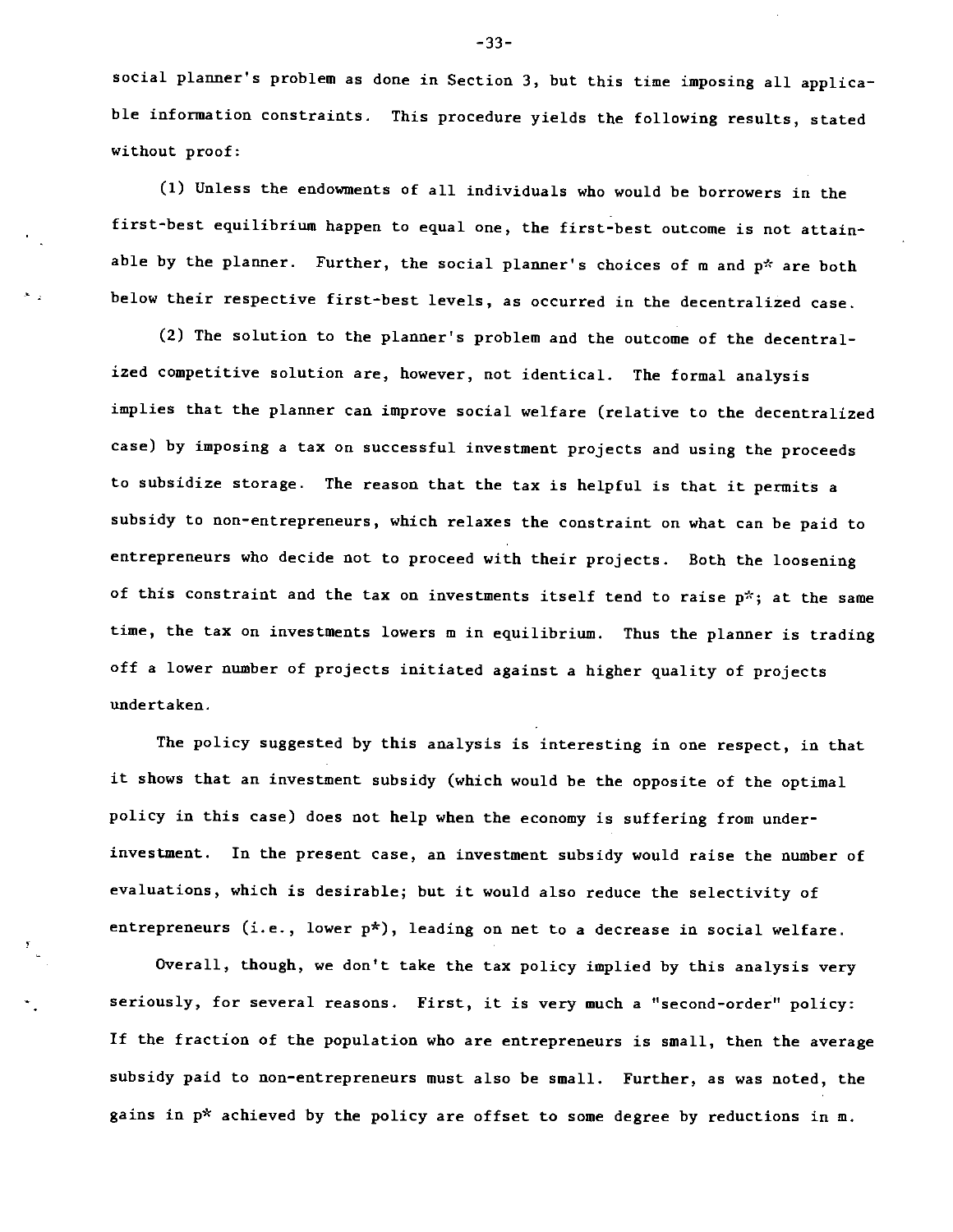social planner's problem as done in Section 3, but this time imposing all applicable information constraints. This procedure yields the following results, stated without proof:

(1) Unless the endowments of all individuals who would be borrowers in the first-best equilibrium happen to equal one, the first-best outcome is not attainable by the planner. Further, the social planner's choices of $m$ and $p^*$ are both below their respective first-best levels, as occurred in the decentralized case.

(2) The solution to the planner's problem and the outcome of the decentralized competitive solution are, however, not identical. The formal analysis implies that the planner can improve social welfare (relative to the decentralized case) by imposing a tax on successful investment projects and using the proceeds to subsidize storage. The reason that the tax is helpful is that it permits a subsidy to non-entrepreneurs, which relaxes the constraint on what can be paid to entrepreneurs who decide not to proceed with their projects. Both the loosening of this constraint and the tax on investments itself tend to raise $p^*$; at the same time, the tax on investments lowers $m$ in equilibrium. Thus the planner is trading off a lower number of projects initiated against a higher quality of projects undertaken.

The policy suggested by this analysis is interesting in one respect, in that it shows that an investment subsidy (which would be the opposite of the optimal policy in this case) does not help when the economy is suffering from underinvestment. In the present case, an investment subsidy would raise the number of evaluations, which is desirable; but it would also reduce the selectivity of entrepreneurs (i.e., lower $p^*$), leading on net to a decrease in social welfare.

Overall, though, we don't take the tax policy implied by this analysis very seriously, for several reasons. First, it is very much a "second-order" policy: If the fraction of the population who are entrepreneurs is small, then the average subsidy paid to non-entrepreneurs must also be small. Further, as was noted, the gains in $p^*$ achieved by the policy are offset to some degree by reductions in $m$.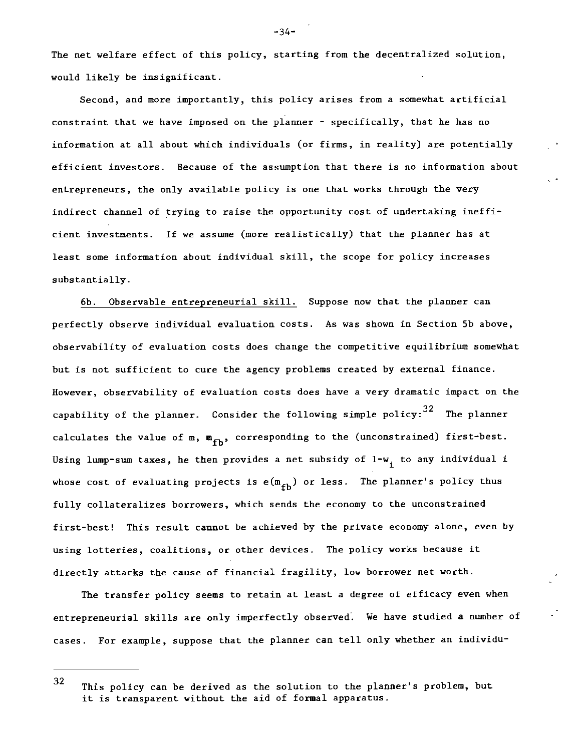The net welfare effect of this policy, starting from the decentralized solution, would likely be insignificant.

Second, and more importantly, this policy arises from a somewhat artificial constraint that we have imposed on the planner - specifically, that he has no information at all about which individuals (or firms, in reality) are potentially efficient investors. Because of the assumption that there is no information about entrepreneurs, the only available policy is one that works through the very indirect channel of trying to raise the opportunity cost of undertaking inefficient investments. If we assume (more realistically) that the planner has at least some information about individual skill, the scope for policy increases substantially.

6b. Observable entrepreneurial skill. Suppose now that the planner can perfectly observe individual evaluation costs. As was shown in Section 5b above, observability of evaluation costs does change the competitive equilibrium somewhat but is not sufficient to cure the agency problems created by external finance. However, observability of evaluation costs does have a very dramatic impact on the capability of the planner. Consider the following simple policy:[32] The planner calculates the value of m, $m_{fb}$, corresponding to the (unconstrained) first-best. Using lump-sum taxes, he then provides a net subsidy of $1-w_i$ to any individual i whose cost of evaluating projects is $e(m_{fb})$ or less. The planner's policy thus fully collateralizes borrowers, which sends the economy to the unconstrained first-best! This result cannot be achieved by the private economy alone, even by using lotteries, coalitions, or other devices. The policy works because it directly attacks the cause of financial fragility, low borrower net worth.

The transfer policy seems to retain at least a degree of efficacy even when entrepreneurial skills are only imperfectly observed. We have studied a number of cases. For example, suppose that the planner can tell only whether an individu-

---

[32] This policy can be derived as the solution to the planner's problem, but it is transparent without the aid of formal apparatus.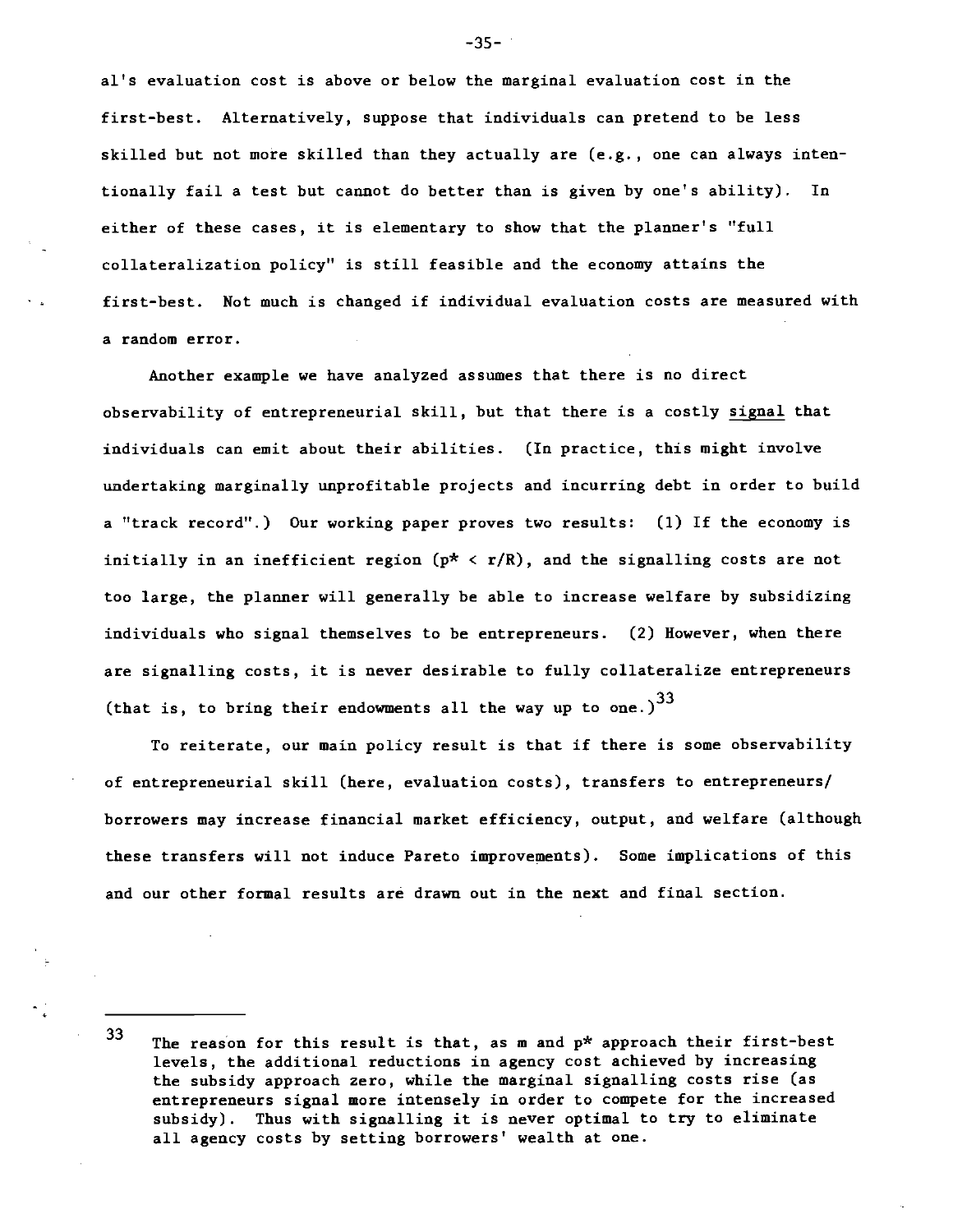al's evaluation cost is above or below the marginal evaluation cost in the first-best. Alternatively, suppose that individuals can pretend to be less skilled but not more skilled than they actually are (e.g., one can always intentionally fail a test but cannot do better than is given by one's ability). In either of these cases, it is elementary to show that the planner's "full collateralization policy" is still feasible and the economy attains the first-best. Not much is changed if individual evaluation costs are measured with a random error.

Another example we have analyzed assumes that there is no direct observability of entrepreneurial skill, but that there is a costly signal that individuals can emit about their abilities. (In practice, this might involve undertaking marginally unprofitable projects and incurring debt in order to build a "track record".) Our working paper proves two results: (1) If the economy is initially in an inefficient region ($p^* < r/R$), and the signalling costs are not too large, the planner will generally be able to increase welfare by subsidizing individuals who signal themselves to be entrepreneurs. (2) However, when there are signalling costs, it is never desirable to fully collateralize entrepreneurs (that is, to bring their endowments all the way up to one.)[33]

To reiterate, our main policy result is that if there is some observability of entrepreneurial skill (here, evaluation costs), transfers to entrepreneurs/borrowers may increase financial market efficiency, output, and welfare (although these transfers will not induce Pareto improvements). Some implications of this and our other formal results are drawn out in the next and final section.

---

[33] The reason for this result is that, as m and $p^*$ approach their first-best levels, the additional reductions in agency cost achieved by increasing the subsidy approach zero, while the marginal signalling costs rise (as entrepreneurs signal more intensely in order to compete for the increased subsidy). Thus with signalling it is never optimal to try to eliminate all agency costs by setting borrowers' wealth at one.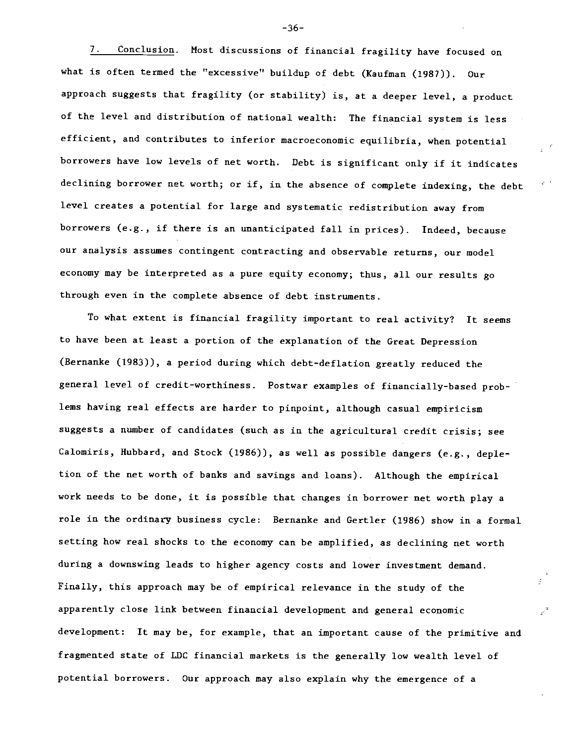7. Conclusion. Most discussions of financial fragility have focused on what is often termed the "excessive" buildup of debt (Kaufman (1987)). Our approach suggests that fragility (or stability) is, at a deeper level, a product of the level and distribution of national wealth: The financial system is less efficient, and contributes to inferior macroeconomic equilibria, when potential borrowers have low levels of net worth. Debt is significant only if it indicates declining borrower net worth; or if, in the absence of complete indexing, the debt level creates a potential for large and systematic redistribution away from borrowers (e.g., if there is an unanticipated fall in prices). Indeed, because our analysis assumes contingent contracting and observable returns, our model economy may be interpreted as a pure equity economy; thus, all our results go through even in the complete absence of debt instruments.

To what extent is financial fragility important to real activity? It seems to have been at least a portion of the explanation of the Great Depression (Bernanke (1983)), a period during which debt-deflation greatly reduced the general level of credit-worthiness. Postwar examples of financially-based problems having real effects are harder to pinpoint, although casual empiricism suggests a number of candidates (such as in the agricultural credit crisis; see Calomiris, Hubbard, and Stock (1986)), as well as possible dangers (e.g., depletion of the net worth of banks and savings and loans). Although the empirical work needs to be done, it is possible that changes in borrower net worth play a role in the ordinary business cycle: Bernanke and Gertler (1986) show in a formal setting how real shocks to the economy can be amplified, as declining net worth during a downswing leads to higher agency costs and lower investment demand. Finally, this approach may be of empirical relevance in the study of the apparently close link between financial development and general economic development: It may be, for example, that an important cause of the primitive and fragmented state of LDC financial markets is the generally low wealth level of potential borrowers. Our approach may also explain why the emergence of a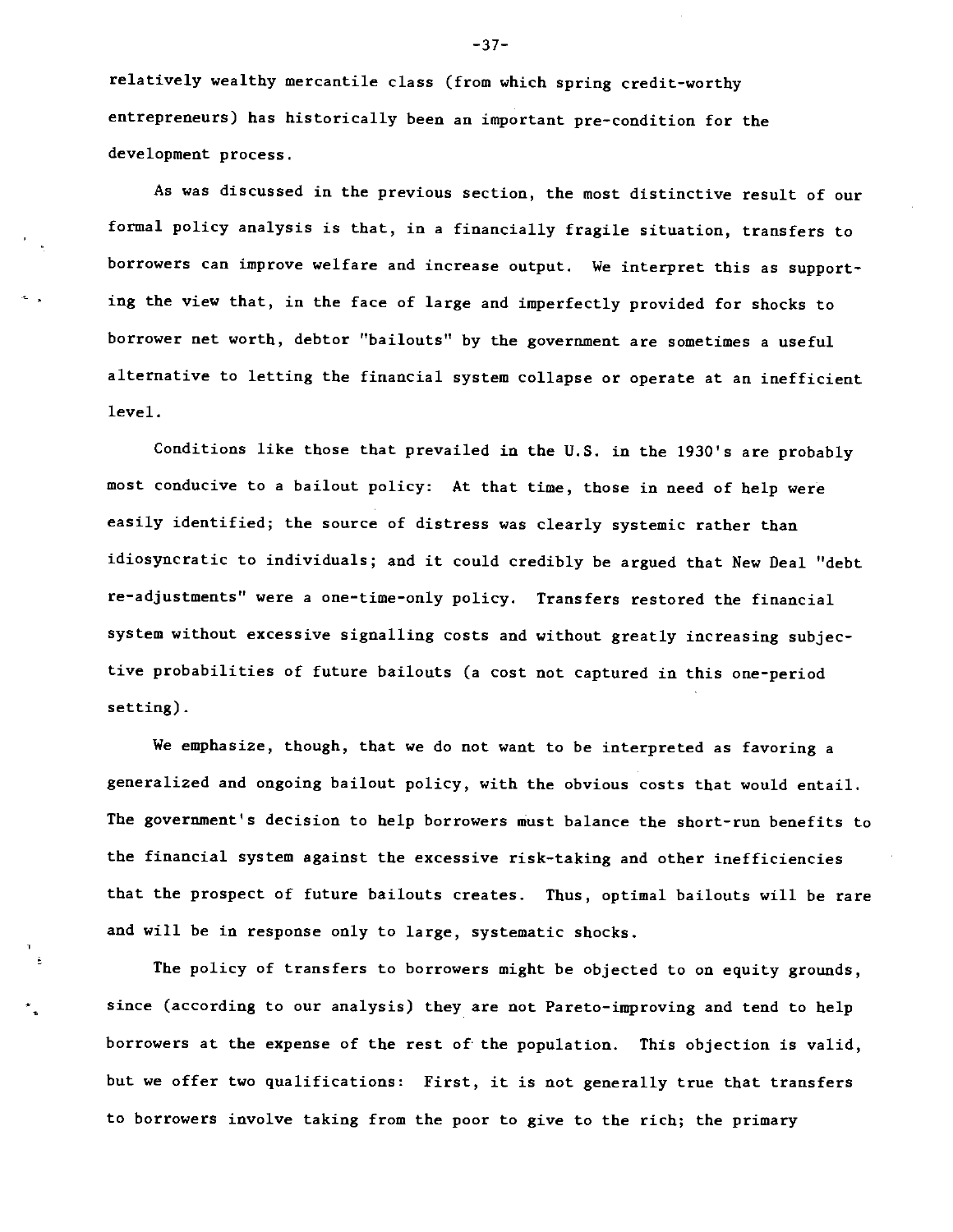relatively wealthy mercantile class (from which spring credit-worthy entrepreneurs) has historically been an important pre-condition for the development process.

As was discussed in the previous section, the most distinctive result of our formal policy analysis is that, in a financially fragile situation, transfers to borrowers can improve welfare and increase output. We interpret this as supporting the view that, in the face of large and imperfectly provided for shocks to borrower net worth, debtor "bailouts" by the government are sometimes a useful alternative to letting the financial system collapse or operate at an inefficient level.

Conditions like those that prevailed in the U.S. in the 1930's are probably most conducive to a bailout policy: At that time, those in need of help were easily identified; the source of distress was clearly systemic rather than idiosyncratic to individuals; and it could credibly be argued that New Deal "debt re-adjustments" were a one-time-only policy. Transfers restored the financial system without excessive signalling costs and without greatly increasing subjective probabilities of future bailouts (a cost not captured in this one-period setting).

We emphasize, though, that we do not want to be interpreted as favoring a generalized and ongoing bailout policy, with the obvious costs that would entail. The government's decision to help borrowers must balance the short-run benefits to the financial system against the excessive risk-taking and other inefficiencies that the prospect of future bailouts creates. Thus, optimal bailouts will be rare and will be in response only to large, systematic shocks.

The policy of transfers to borrowers might be objected to on equity grounds, since (according to our analysis) they are not Pareto-improving and tend to help borrowers at the expense of the rest of the population. This objection is valid, but we offer two qualifications: First, it is not generally true that transfers to borrowers involve taking from the poor to give to the rich; the primary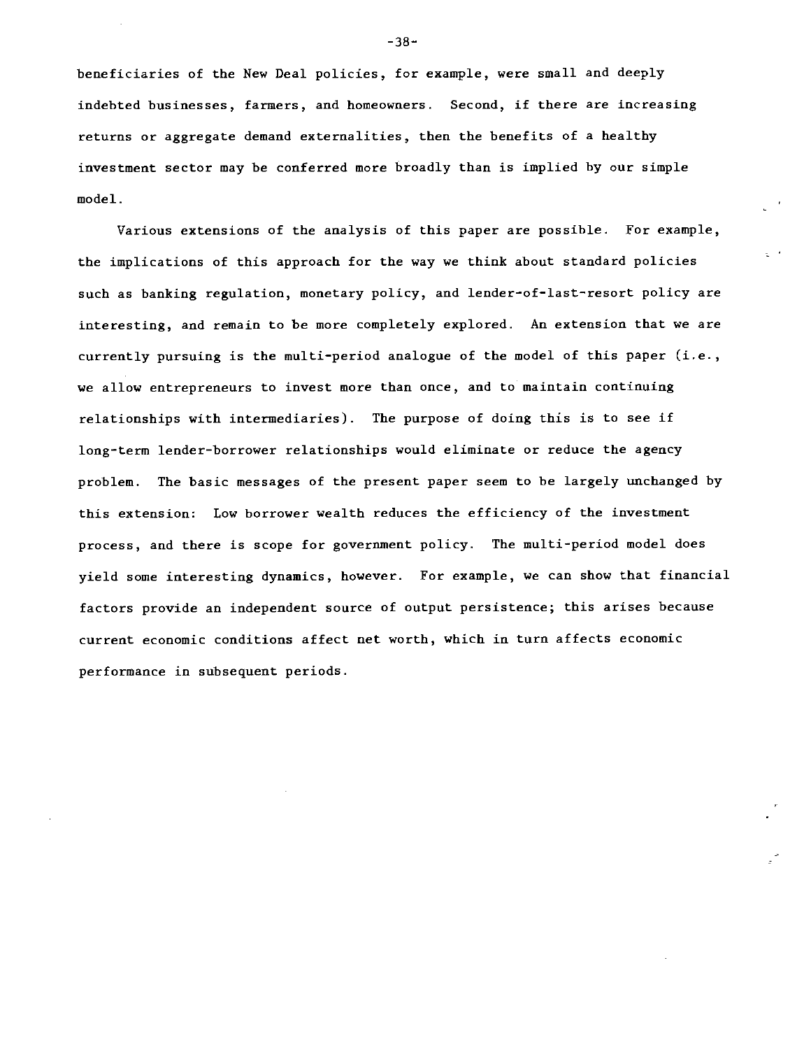beneficiaries of the New Deal policies, for example, were small and deeply indebted businesses, farmers, and homeowners. Second, if there are increasing returns or aggregate demand externalities, then the benefits of a healthy investment sector may be conferred more broadly than is implied by our simple model.

Various extensions of the analysis of this paper are possible. For example, the implications of this approach for the way we think about standard policies such as banking regulation, monetary policy, and lender-of-last-resort policy are interesting, and remain to be more completely explored. An extension that we are currently pursuing is the multi-period analogue of the model of this paper (i.e., we allow entrepreneurs to invest more than once, and to maintain continuing relationships with intermediaries). The purpose of doing this is to see if long-term lender-borrower relationships would eliminate or reduce the agency problem. The basic messages of the present paper seem to be largely unchanged by this extension: Low borrower wealth reduces the efficiency of the investment process, and there is scope for government policy. The multi-period model does yield some interesting dynamics, however. For example, we can show that financial factors provide an independent source of output persistence; this arises because current economic conditions affect net worth, which in turn affects economic performance in subsequent periods.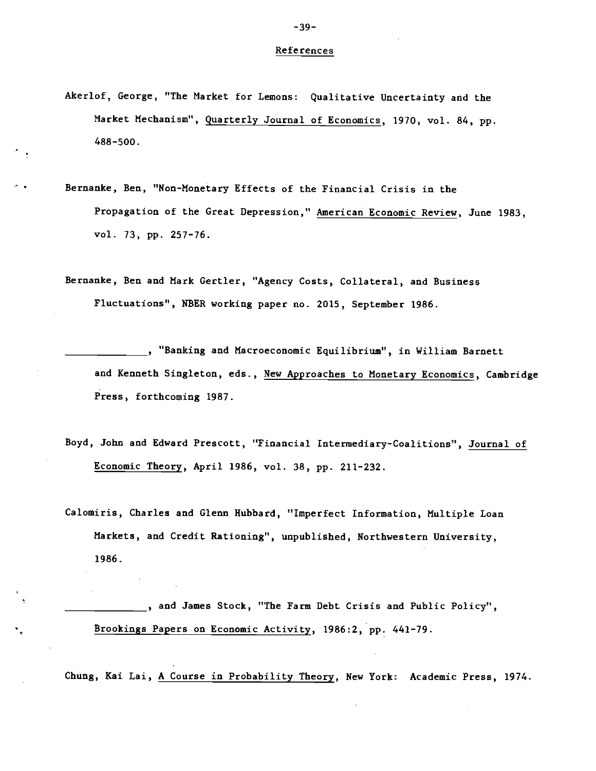## References

Akerlof, George, "The Market for Lemons: Qualitative Uncertainty and the Market Mechanism", Quarterly Journal of Economics, 1970, vol. 84, pp. 488-500.

Bernanke, Ben, "Non-Monetary Effects of the Financial Crisis in the Propagation of the Great Depression," American Economic Review, June 1983, vol. 73, pp. 257-76.

Bernanke, Ben and Mark Gertler, "Agency Costs, Collateral, and Business Fluctuations", NBER working paper no. 2015, September 1986.

_____________, "Banking and Macroeconomic Equilibrium", in William Barnett and Kenneth Singleton, eds., New Approaches to Monetary Economics, Cambridge Press, forthcoming 1987.

Boyd, John and Edward Prescott, "Financial Intermediary-Coalitions", Journal of Economic Theory, April 1986, vol. 38, pp. 211-232.

Calomiris, Charles and Glenn Hubbard, "Imperfect Information, Multiple Loan Markets, and Credit Rationing", unpublished, Northwestern University, 1986.

_____________, and James Stock, "The Farm Debt Crisis and Public Policy", Brookings Papers on Economic Activity, 1986:2, pp. 441-79.

Chung, Kai Lai, A Course in Probability Theory, New York: Academic Press, 1974.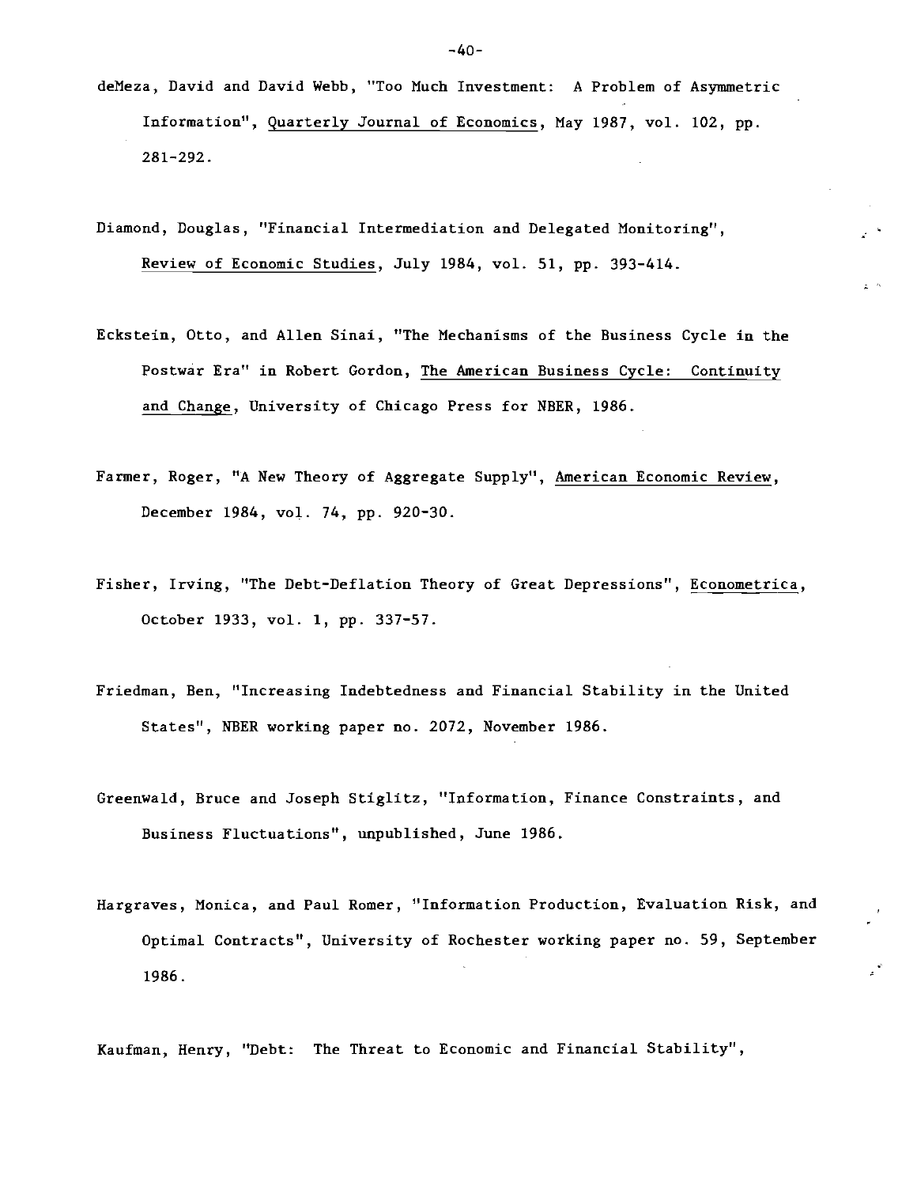deMeza, David and David Webb, "Too Much Investment: A Problem of Asymmetric Information", Quarterly Journal of Economics, May 1987, vol. 102, pp. 281-292.

Diamond, Douglas, "Financial Intermediation and Delegated Monitoring", Review of Economic Studies, July 1984, vol. 51, pp. 393-414.

Eckstein, Otto, and Allen Sinai, "The Mechanisms of the Business Cycle in the Postwar Era" in Robert Gordon, The American Business Cycle: Continuity and Change, University of Chicago Press for NBER, 1986.

Farmer, Roger, "A New Theory of Aggregate Supply", American Economic Review, December 1984, vol. 74, pp. 920-30.

Fisher, Irving, "The Debt-Deflation Theory of Great Depressions", Econometrica, October 1933, vol. 1, pp. 337-57.

Friedman, Ben, "Increasing Indebtedness and Financial Stability in the United States", NBER working paper no. 2072, November 1986.

Greenwald, Bruce and Joseph Stiglitz, "Information, Finance Constraints, and Business Fluctuations", unpublished, June 1986.

Hargraves, Monica, and Paul Romer, "Information Production, Evaluation Risk, and Optimal Contracts", University of Rochester working paper no. 59, September 1986.

Kaufman, Henry, "Debt: The Threat to Economic and Financial Stability",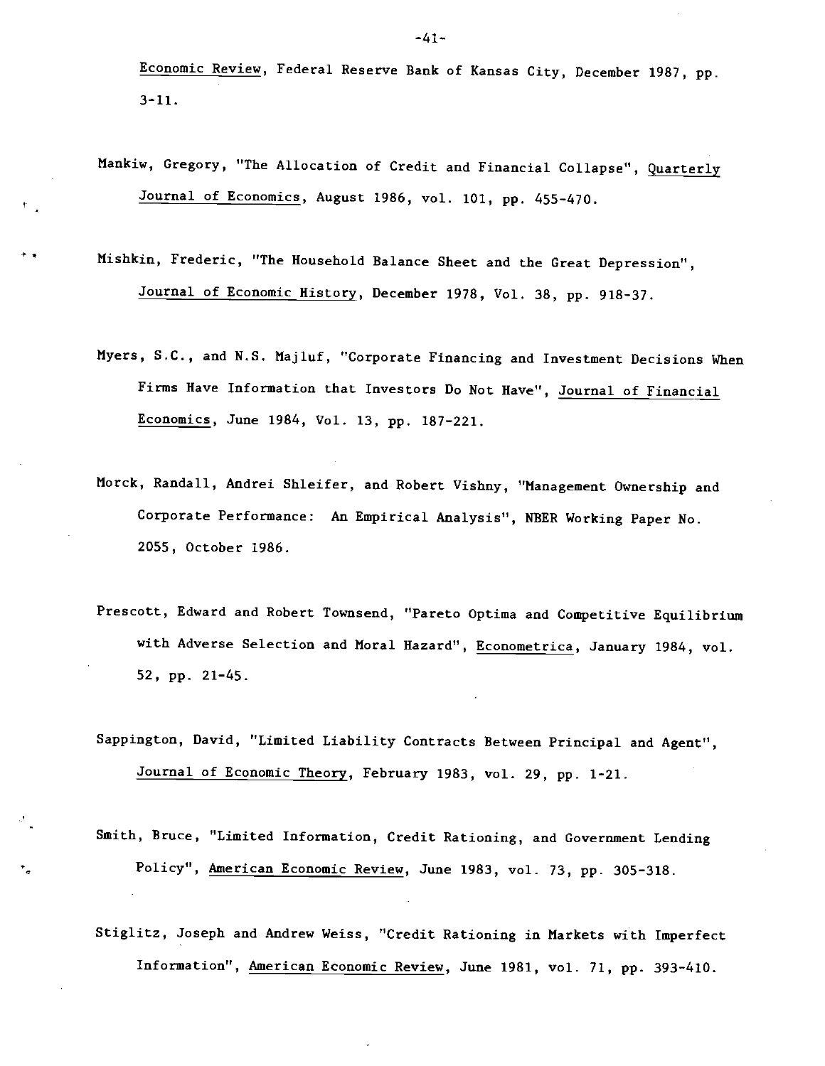Economic Review, Federal Reserve Bank of Kansas City, December 1987, pp. 3-11.

Mankiw, Gregory, "The Allocation of Credit and Financial Collapse", Quarterly Journal of Economics, August 1986, vol. 101, pp. 455-470.

Mishkin, Frederic, "The Household Balance Sheet and the Great Depression", Journal of Economic History, December 1978, Vol. 38, pp. 918-37.

Myers, S.C., and N.S. Majluf, "Corporate Financing and Investment Decisions When Firms Have Information that Investors Do Not Have", Journal of Financial Economics, June 1984, Vol. 13, pp. 187-221.

Morck, Randall, Andrei Shleifer, and Robert Vishny, "Management Ownership and Corporate Performance: An Empirical Analysis", NBER Working Paper No. 2055, October 1986.

Prescott, Edward and Robert Townsend, "Pareto Optima and Competitive Equilibrium with Adverse Selection and Moral Hazard", Econometrica, January 1984, vol. 52, pp. 21-45.

Sappington, David, "Limited Liability Contracts Between Principal and Agent", Journal of Economic Theory, February 1983, vol. 29, pp. 1-21.

Smith, Bruce, "Limited Information, Credit Rationing, and Government Lending Policy", American Economic Review, June 1983, vol. 73, pp. 305-318.

Stiglitz, Joseph and Andrew Weiss, "Credit Rationing in Markets with Imperfect Information", American Economic Review, June 1981, vol. 71, pp. 393-410.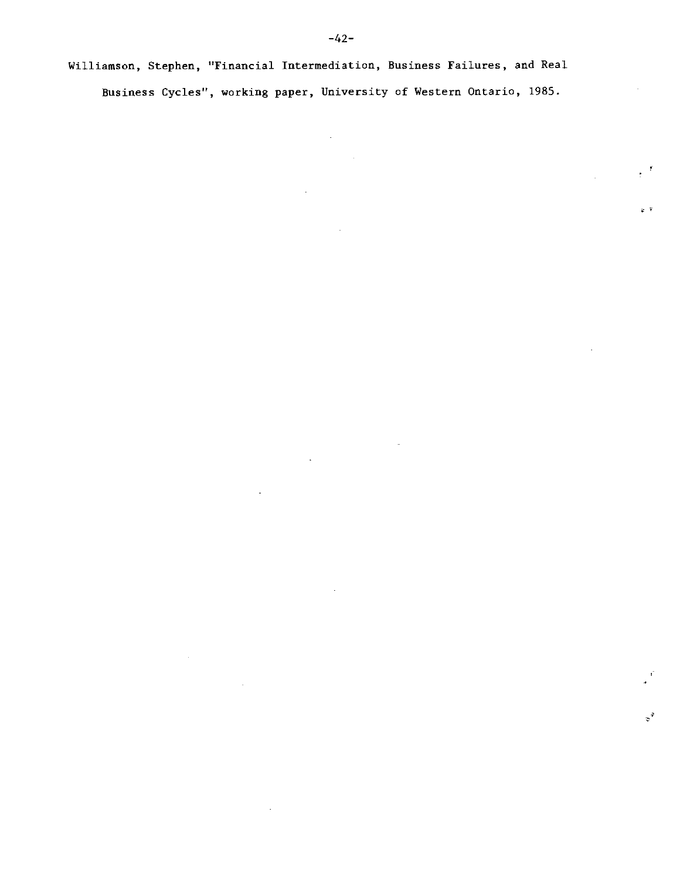Williamson, Stephen, "Financial Intermediation, Business Failures, and Real Business Cycles", working paper, University of Western Ontario, 1985.